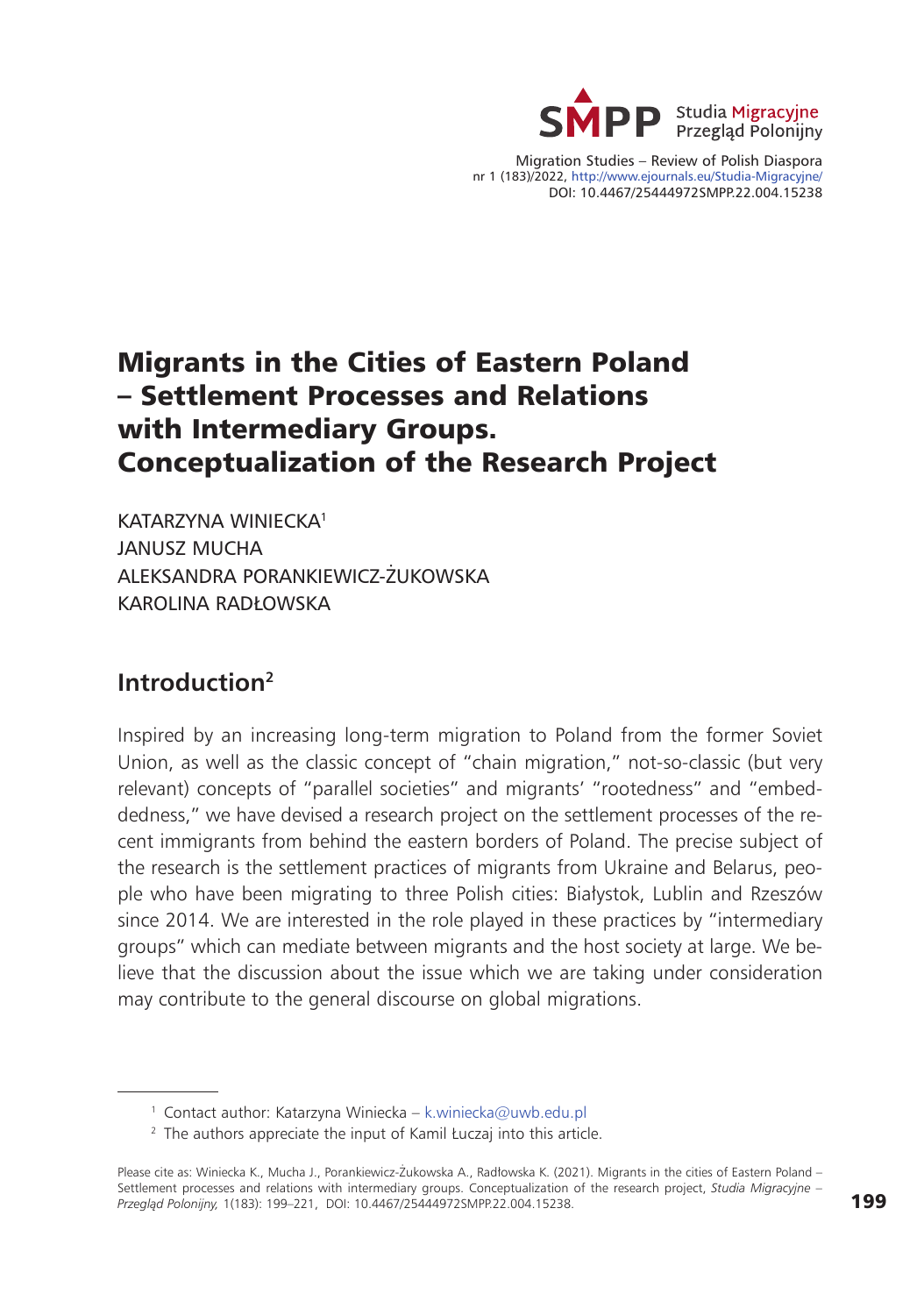# Migrants in the Cities of Eastern Poland – Settlement Processes and Relations with Intermediary Groups. Conceptualization of the Research Project

KATARZYNA WINIECKA[1]
JANUSZ MUCHA
ALEKSANDRA PORANKIEWICZ-ŻUKOWSKA
KAROLINA RADŁOWSKA

## Introduction[2]

Inspired by an increasing long-term migration to Poland from the former Soviet Union, as well as the classic concept of "chain migration," not-so-classic (but very relevant) concepts of "parallel societies" and migrants' "rootedness" and "embeddedness," we have devised a research project on the settlement processes of the recent immigrants from behind the eastern borders of Poland. The precise subject of the research is the settlement practices of migrants from Ukraine and Belarus, people who have been migrating to three Polish cities: Białystok, Lublin and Rzeszów since 2014. We are interested in the role played in these practices by "intermediary groups" which can mediate between migrants and the host society at large. We believe that the discussion about the issue which we are taking under consideration may contribute to the general discourse on global migrations.

[1] Contact author: Katarzyna Winiecka – k.winiecka@uwb.edu.pl

[2] The authors appreciate the input of Kamil Łuczaj into this article.

Please cite as: Winiecka K., Mucha J., Porankiewicz-Żukowska A., Radłowska K. (2021). Migrants in the cities of Eastern Poland – Settlement processes and relations with intermediary groups. Conceptualization of the research project, *Studia Migracyjne – Przegląd Polonijny,* 1(183): 199–221, DOI: 10.4467/25444972SMPP.22.004.15238.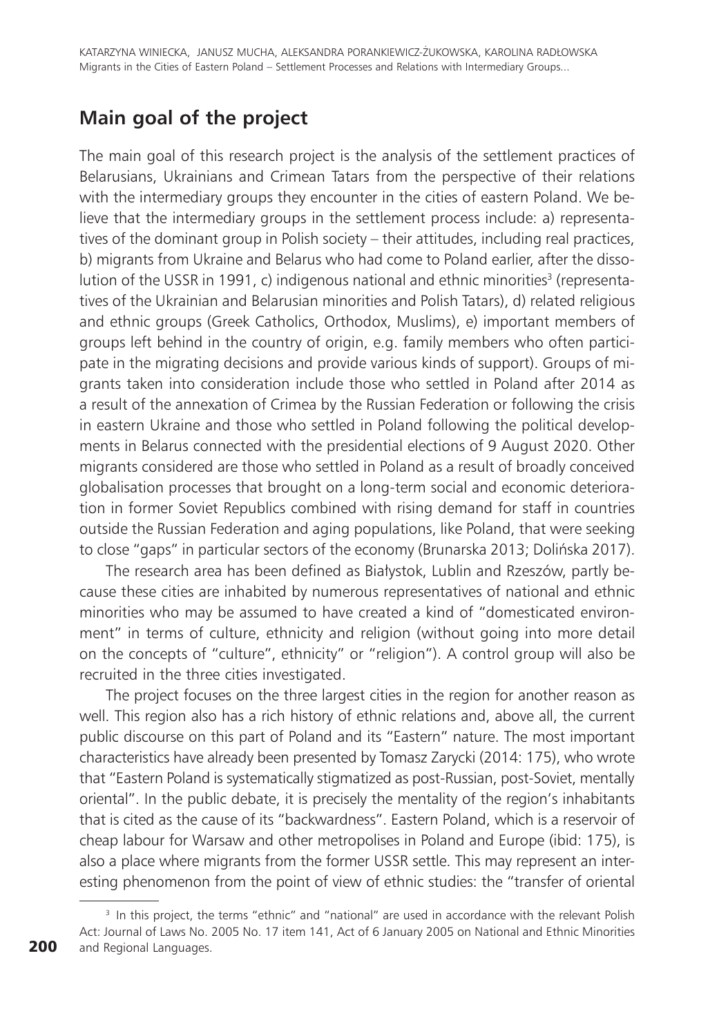## Main goal of the project

The main goal of this research project is the analysis of the settlement practices of Belarusians, Ukrainians and Crimean Tatars from the perspective of their relations with the intermediary groups they encounter in the cities of eastern Poland. We believe that the intermediary groups in the settlement process include: a) representatives of the dominant group in Polish society – their attitudes, including real practices, b) migrants from Ukraine and Belarus who had come to Poland earlier, after the dissolution of the USSR in 1991, c) indigenous national and ethnic minorities[3] (representatives of the Ukrainian and Belarusian minorities and Polish Tatars), d) related religious and ethnic groups (Greek Catholics, Orthodox, Muslims), e) important members of groups left behind in the country of origin, e.g. family members who often participate in the migrating decisions and provide various kinds of support). Groups of migrants taken into consideration include those who settled in Poland after 2014 as a result of the annexation of Crimea by the Russian Federation or following the crisis in eastern Ukraine and those who settled in Poland following the political developments in Belarus connected with the presidential elections of 9 August 2020. Other migrants considered are those who settled in Poland as a result of broadly conceived globalisation processes that brought on a long-term social and economic deterioration in former Soviet Republics combined with rising demand for staff in countries outside the Russian Federation and aging populations, like Poland, that were seeking to close "gaps" in particular sectors of the economy (Brunarska 2013; Dolińska 2017).

The research area has been defined as Białystok, Lublin and Rzeszów, partly because these cities are inhabited by numerous representatives of national and ethnic minorities who may be assumed to have created a kind of "domesticated environment" in terms of culture, ethnicity and religion (without going into more detail on the concepts of "culture", ethnicity" or "religion"). A control group will also be recruited in the three cities investigated.

The project focuses on the three largest cities in the region for another reason as well. This region also has a rich history of ethnic relations and, above all, the current public discourse on this part of Poland and its "Eastern" nature. The most important characteristics have already been presented by Tomasz Zarycki (2014: 175), who wrote that "Eastern Poland is systematically stigmatized as post-Russian, post-Soviet, mentally oriental". In the public debate, it is precisely the mentality of the region's inhabitants that is cited as the cause of its "backwardness". Eastern Poland, which is a reservoir of cheap labour for Warsaw and other metropolises in Poland and Europe (ibid: 175), is also a place where migrants from the former USSR settle. This may represent an interesting phenomenon from the point of view of ethnic studies: the "transfer of oriental

[3] In this project, the terms "ethnic" and "national" are used in accordance with the relevant Polish Act: Journal of Laws No. 2005 No. 17 item 141, Act of 6 January 2005 on National and Ethnic Minorities and Regional Languages.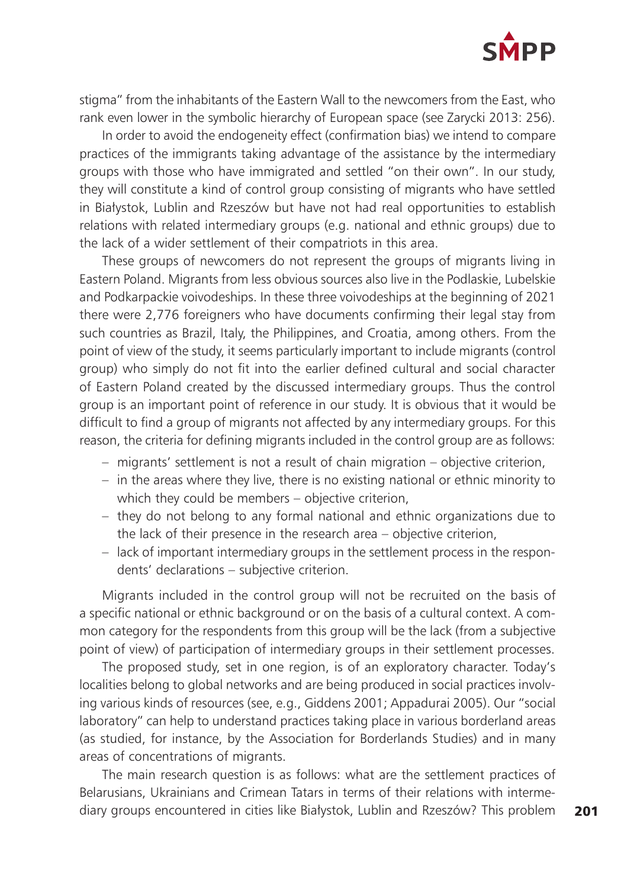stigma" from the inhabitants of the Eastern Wall to the newcomers from the East, who rank even lower in the symbolic hierarchy of European space (see Zarycki 2013: 256).

In order to avoid the endogeneity effect (confirmation bias) we intend to compare practices of the immigrants taking advantage of the assistance by the intermediary groups with those who have immigrated and settled "on their own". In our study, they will constitute a kind of control group consisting of migrants who have settled in Białystok, Lublin and Rzeszów but have not had real opportunities to establish relations with related intermediary groups (e.g. national and ethnic groups) due to the lack of a wider settlement of their compatriots in this area.

These groups of newcomers do not represent the groups of migrants living in Eastern Poland. Migrants from less obvious sources also live in the Podlaskie, Lubelskie and Podkarpackie voivodeships. In these three voivodeships at the beginning of 2021 there were 2,776 foreigners who have documents confirming their legal stay from such countries as Brazil, Italy, the Philippines, and Croatia, among others. From the point of view of the study, it seems particularly important to include migrants (control group) who simply do not fit into the earlier defined cultural and social character of Eastern Poland created by the discussed intermediary groups. Thus the control group is an important point of reference in our study. It is obvious that it would be difficult to find a group of migrants not affected by any intermediary groups. For this reason, the criteria for defining migrants included in the control group are as follows:

- migrants' settlement is not a result of chain migration – objective criterion,
- in the areas where they live, there is no existing national or ethnic minority to which they could be members – objective criterion,
- they do not belong to any formal national and ethnic organizations due to the lack of their presence in the research area – objective criterion,
- lack of important intermediary groups in the settlement process in the respondents' declarations – subjective criterion.

Migrants included in the control group will not be recruited on the basis of a specific national or ethnic background or on the basis of a cultural context. A common category for the respondents from this group will be the lack (from a subjective point of view) of participation of intermediary groups in their settlement processes.

The proposed study, set in one region, is of an exploratory character. Today's localities belong to global networks and are being produced in social practices involving various kinds of resources (see, e.g., Giddens 2001; Appadurai 2005). Our "social laboratory" can help to understand practices taking place in various borderland areas (as studied, for instance, by the Association for Borderlands Studies) and in many areas of concentrations of migrants.

The main research question is as follows: what are the settlement practices of Belarusians, Ukrainians and Crimean Tatars in terms of their relations with intermediary groups encountered in cities like Białystok, Lublin and Rzeszów? This problem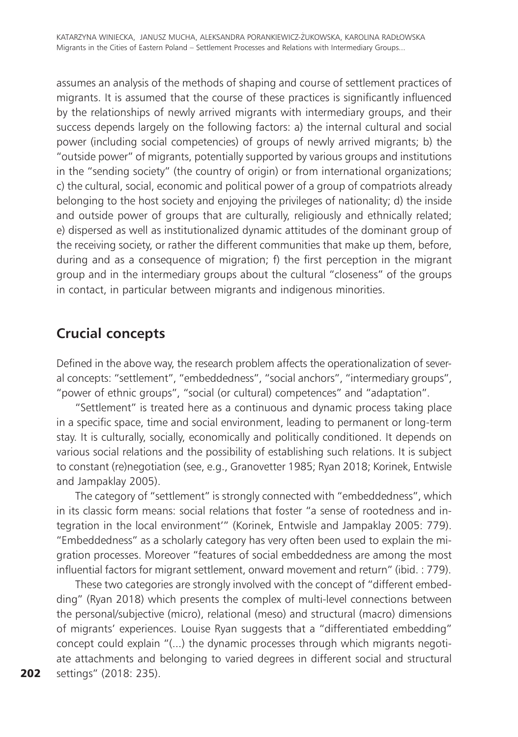assumes an analysis of the methods of shaping and course of settlement practices of migrants. It is assumed that the course of these practices is significantly influenced by the relationships of newly arrived migrants with intermediary groups, and their success depends largely on the following factors: a) the internal cultural and social power (including social competencies) of groups of newly arrived migrants; b) the "outside power" of migrants, potentially supported by various groups and institutions in the "sending society" (the country of origin) or from international organizations; c) the cultural, social, economic and political power of a group of compatriots already belonging to the host society and enjoying the privileges of nationality; d) the inside and outside power of groups that are culturally, religiously and ethnically related; e) dispersed as well as institutionalized dynamic attitudes of the dominant group of the receiving society, or rather the different communities that make up them, before, during and as a consequence of migration; f) the first perception in the migrant group and in the intermediary groups about the cultural "closeness" of the groups in contact, in particular between migrants and indigenous minorities.

## Crucial concepts

Defined in the above way, the research problem affects the operationalization of several concepts: "settlement", "embeddedness", "social anchors", "intermediary groups", "power of ethnic groups", "social (or cultural) competences" and "adaptation".

"Settlement" is treated here as a continuous and dynamic process taking place in a specific space, time and social environment, leading to permanent or long-term stay. It is culturally, socially, economically and politically conditioned. It depends on various social relations and the possibility of establishing such relations. It is subject to constant (re)negotiation (see, e.g., Granovetter 1985; Ryan 2018; Korinek, Entwisle and Jampaklay 2005).

The category of "settlement" is strongly connected with "embeddedness", which in its classic form means: social relations that foster "a sense of rootedness and integration in the local environment'" (Korinek, Entwisle and Jampaklay 2005: 779). "Embeddedness" as a scholarly category has very often been used to explain the migration processes. Moreover "features of social embeddedness are among the most influential factors for migrant settlement, onward movement and return" (ibid. : 779).

These two categories are strongly involved with the concept of "different embedding" (Ryan 2018) which presents the complex of multi-level connections between the personal/subjective (micro), relational (meso) and structural (macro) dimensions of migrants' experiences. Louise Ryan suggests that a "differentiated embedding" concept could explain "(...) the dynamic processes through which migrants negotiate attachments and belonging to varied degrees in different social and structural settings" (2018: 235).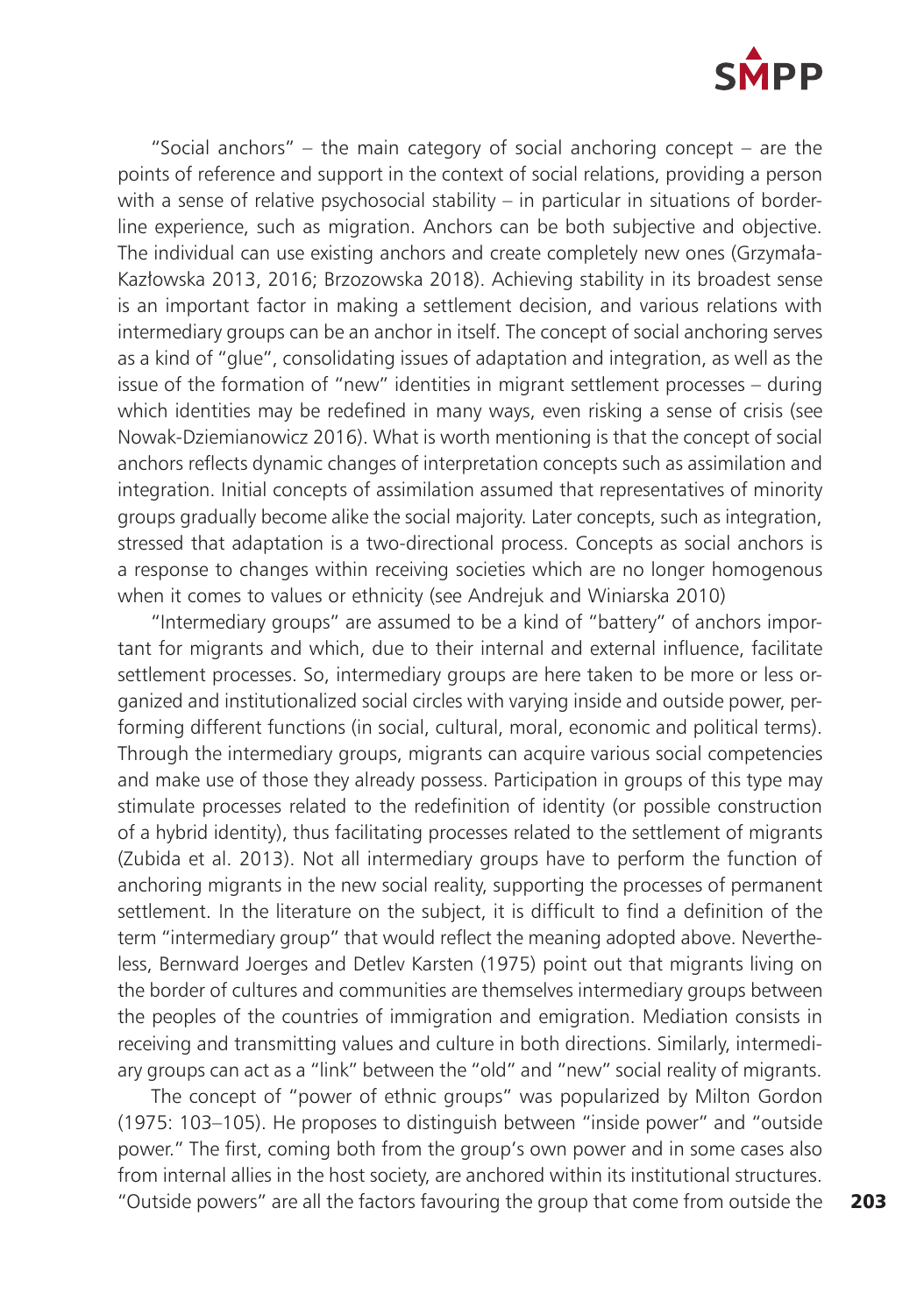"Social anchors" – the main category of social anchoring concept – are the points of reference and support in the context of social relations, providing a person with a sense of relative psychosocial stability – in particular in situations of borderline experience, such as migration. Anchors can be both subjective and objective. The individual can use existing anchors and create completely new ones (Grzymała-Kazłowska 2013, 2016; Brzozowska 2018). Achieving stability in its broadest sense is an important factor in making a settlement decision, and various relations with intermediary groups can be an anchor in itself. The concept of social anchoring serves as a kind of "glue", consolidating issues of adaptation and integration, as well as the issue of the formation of "new" identities in migrant settlement processes – during which identities may be redefined in many ways, even risking a sense of crisis (see Nowak-Dziemianowicz 2016). What is worth mentioning is that the concept of social anchors reflects dynamic changes of interpretation concepts such as assimilation and integration. Initial concepts of assimilation assumed that representatives of minority groups gradually become alike the social majority. Later concepts, such as integration, stressed that adaptation is a two-directional process. Concepts as social anchors is a response to changes within receiving societies which are no longer homogenous when it comes to values or ethnicity (see Andrejuk and Winiarska 2010)

"Intermediary groups" are assumed to be a kind of "battery" of anchors important for migrants and which, due to their internal and external influence, facilitate settlement processes. So, intermediary groups are here taken to be more or less organized and institutionalized social circles with varying inside and outside power, performing different functions (in social, cultural, moral, economic and political terms). Through the intermediary groups, migrants can acquire various social competencies and make use of those they already possess. Participation in groups of this type may stimulate processes related to the redefinition of identity (or possible construction of a hybrid identity), thus facilitating processes related to the settlement of migrants (Zubida et al. 2013). Not all intermediary groups have to perform the function of anchoring migrants in the new social reality, supporting the processes of permanent settlement. In the literature on the subject, it is difficult to find a definition of the term "intermediary group" that would reflect the meaning adopted above. Nevertheless, Bernward Joerges and Detlev Karsten (1975) point out that migrants living on the border of cultures and communities are themselves intermediary groups between the peoples of the countries of immigration and emigration. Mediation consists in receiving and transmitting values and culture in both directions. Similarly, intermediary groups can act as a "link" between the "old" and "new" social reality of migrants.

The concept of "power of ethnic groups" was popularized by Milton Gordon (1975: 103–105). He proposes to distinguish between "inside power" and "outside power." The first, coming both from the group's own power and in some cases also from internal allies in the host society, are anchored within its institutional structures. "Outside powers" are all the factors favouring the group that come from outside the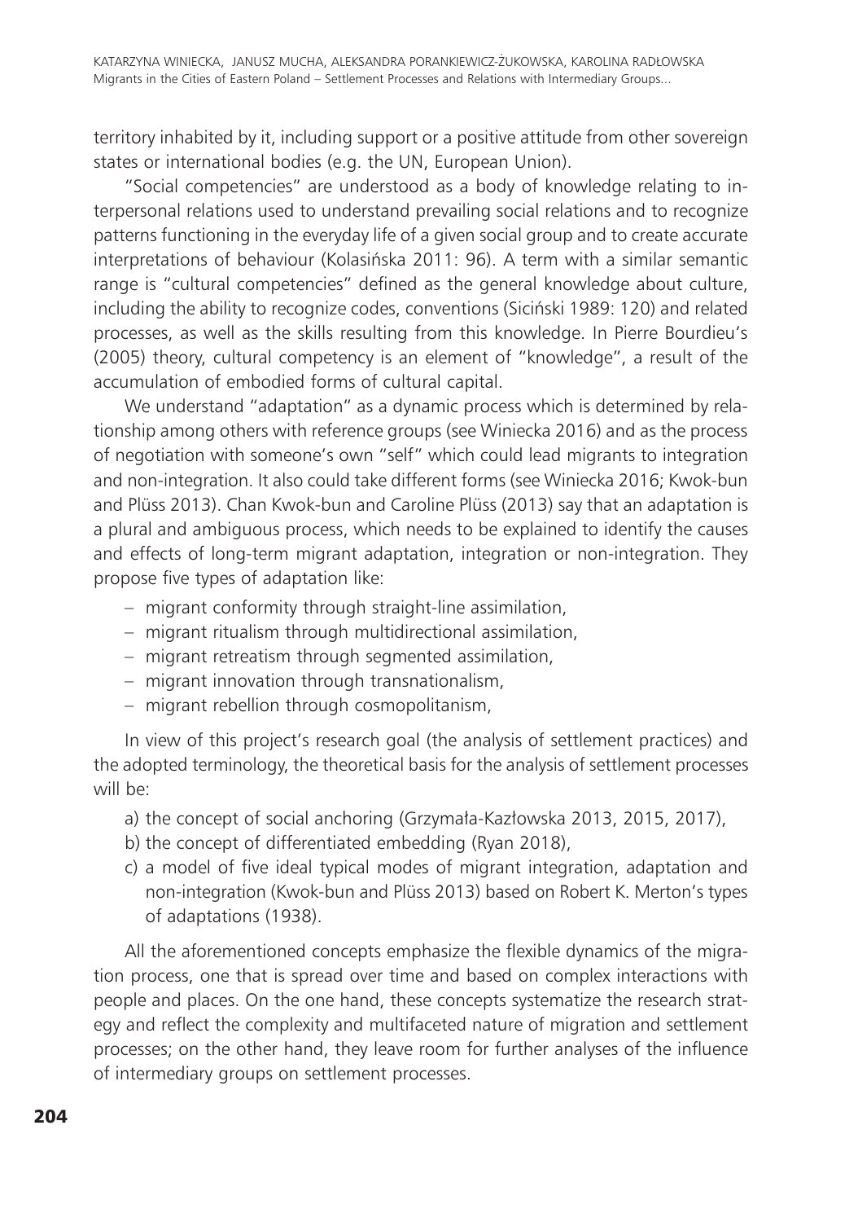territory inhabited by it, including support or a positive attitude from other sovereign states or international bodies (e.g. the UN, European Union).

"Social competencies" are understood as a body of knowledge relating to interpersonal relations used to understand prevailing social relations and to recognize patterns functioning in the everyday life of a given social group and to create accurate interpretations of behaviour (Kolasińska 2011: 96). A term with a similar semantic range is "cultural competencies" defined as the general knowledge about culture, including the ability to recognize codes, conventions (Siciński 1989: 120) and related processes, as well as the skills resulting from this knowledge. In Pierre Bourdieu's (2005) theory, cultural competency is an element of "knowledge", a result of the accumulation of embodied forms of cultural capital.

We understand "adaptation" as a dynamic process which is determined by relationship among others with reference groups (see Winiecka 2016) and as the process of negotiation with someone's own "self" which could lead migrants to integration and non-integration. It also could take different forms (see Winiecka 2016; Kwok-bun and Plüss 2013). Chan Kwok-bun and Caroline Plüss (2013) say that an adaptation is a plural and ambiguous process, which needs to be explained to identify the causes and effects of long-term migrant adaptation, integration or non-integration. They propose five types of adaptation like:

- migrant conformity through straight-line assimilation,
- migrant ritualism through multidirectional assimilation,
- migrant retreatism through segmented assimilation,
- migrant innovation through transnationalism,
- migrant rebellion through cosmopolitanism,

In view of this project's research goal (the analysis of settlement practices) and the adopted terminology, the theoretical basis for the analysis of settlement processes will be:

a) the concept of social anchoring (Grzymała-Kazłowska 2013, 2015, 2017),
b) the concept of differentiated embedding (Ryan 2018),
c) a model of five ideal typical modes of migrant integration, adaptation and non-integration (Kwok-bun and Plüss 2013) based on Robert K. Merton's types of adaptations (1938).

All the aforementioned concepts emphasize the flexible dynamics of the migration process, one that is spread over time and based on complex interactions with people and places. On the one hand, these concepts systematize the research strategy and reflect the complexity and multifaceted nature of migration and settlement processes; on the other hand, they leave room for further analyses of the influence of intermediary groups on settlement processes.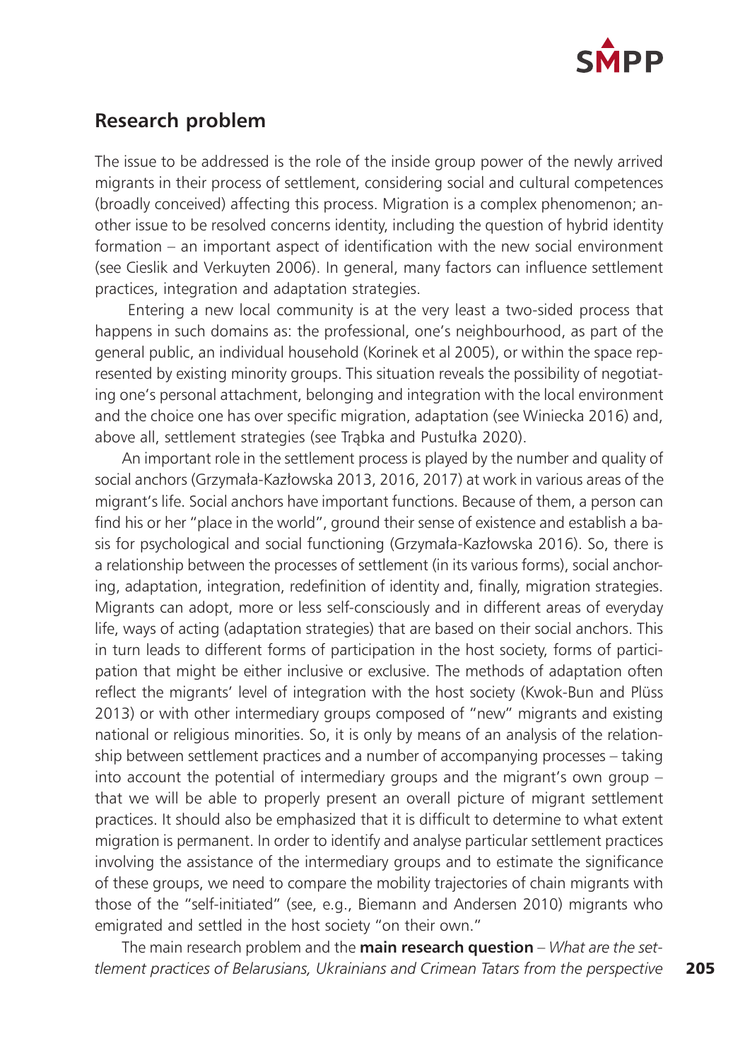## Research problem

The issue to be addressed is the role of the inside group power of the newly arrived migrants in their process of settlement, considering social and cultural competences (broadly conceived) affecting this process. Migration is a complex phenomenon; another issue to be resolved concerns identity, including the question of hybrid identity formation – an important aspect of identification with the new social environment (see Cieslik and Verkuyten 2006). In general, many factors can influence settlement practices, integration and adaptation strategies.

Entering a new local community is at the very least a two-sided process that happens in such domains as: the professional, one's neighbourhood, as part of the general public, an individual household (Korinek et al 2005), or within the space represented by existing minority groups. This situation reveals the possibility of negotiating one's personal attachment, belonging and integration with the local environment and the choice one has over specific migration, adaptation (see Winiecka 2016) and, above all, settlement strategies (see Trąbka and Pustułka 2020).

An important role in the settlement process is played by the number and quality of social anchors (Grzymała-Kazłowska 2013, 2016, 2017) at work in various areas of the migrant's life. Social anchors have important functions. Because of them, a person can find his or her "place in the world", ground their sense of existence and establish a basis for psychological and social functioning (Grzymała-Kazłowska 2016). So, there is a relationship between the processes of settlement (in its various forms), social anchoring, adaptation, integration, redefinition of identity and, finally, migration strategies. Migrants can adopt, more or less self-consciously and in different areas of everyday life, ways of acting (adaptation strategies) that are based on their social anchors. This in turn leads to different forms of participation in the host society, forms of participation that might be either inclusive or exclusive. The methods of adaptation often reflect the migrants' level of integration with the host society (Kwok-Bun and Plüss 2013) or with other intermediary groups composed of "new" migrants and existing national or religious minorities. So, it is only by means of an analysis of the relationship between settlement practices and a number of accompanying processes – taking into account the potential of intermediary groups and the migrant's own group – that we will be able to properly present an overall picture of migrant settlement practices. It should also be emphasized that it is difficult to determine to what extent migration is permanent. In order to identify and analyse particular settlement practices involving the assistance of the intermediary groups and to estimate the significance of these groups, we need to compare the mobility trajectories of chain migrants with those of the "self-initiated" (see, e.g., Biemann and Andersen 2010) migrants who emigrated and settled in the host society "on their own."

The main research problem and the **main research question** – *What are the settlement practices of Belarusians, Ukrainians and Crimean Tatars from the perspective*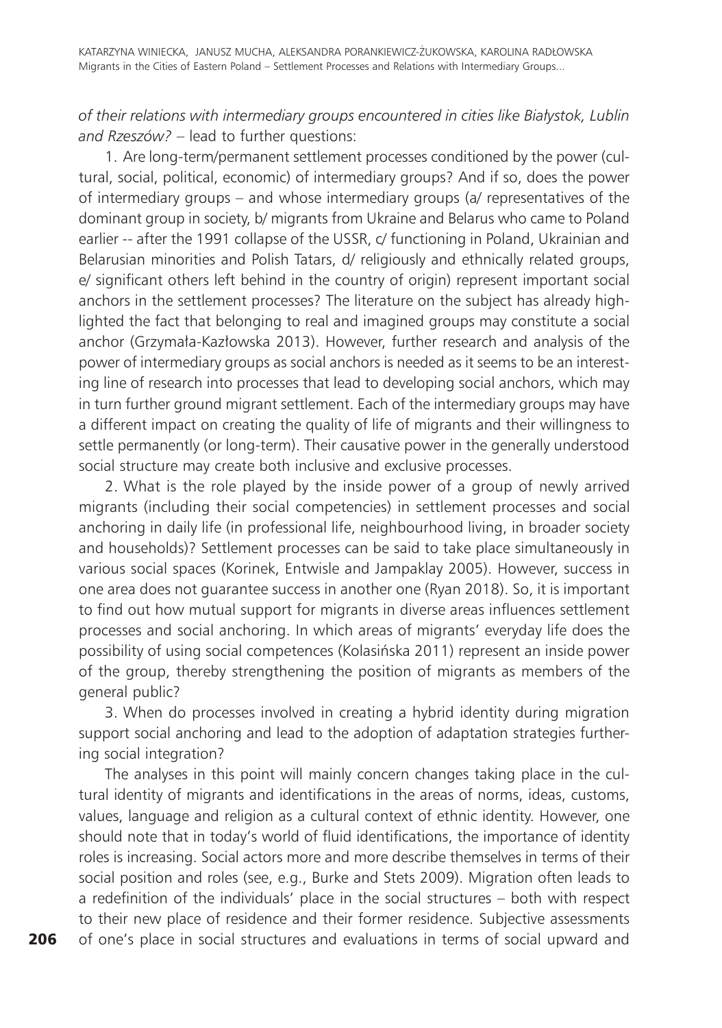*of their relations with intermediary groups encountered in cities like Białystok, Lublin and Rzeszów?* – lead to further questions:

1. Are long-term/permanent settlement processes conditioned by the power (cultural, social, political, economic) of intermediary groups? And if so, does the power of intermediary groups – and whose intermediary groups (a/ representatives of the dominant group in society, b/ migrants from Ukraine and Belarus who came to Poland earlier -- after the 1991 collapse of the USSR, c/ functioning in Poland, Ukrainian and Belarusian minorities and Polish Tatars, d/ religiously and ethnically related groups, e/ significant others left behind in the country of origin) represent important social anchors in the settlement processes? The literature on the subject has already highlighted the fact that belonging to real and imagined groups may constitute a social anchor (Grzymała-Kazłowska 2013). However, further research and analysis of the power of intermediary groups as social anchors is needed as it seems to be an interesting line of research into processes that lead to developing social anchors, which may in turn further ground migrant settlement. Each of the intermediary groups may have a different impact on creating the quality of life of migrants and their willingness to settle permanently (or long-term). Their causative power in the generally understood social structure may create both inclusive and exclusive processes.

2. What is the role played by the inside power of a group of newly arrived migrants (including their social competencies) in settlement processes and social anchoring in daily life (in professional life, neighbourhood living, in broader society and households)? Settlement processes can be said to take place simultaneously in various social spaces (Korinek, Entwisle and Jampaklay 2005). However, success in one area does not guarantee success in another one (Ryan 2018). So, it is important to find out how mutual support for migrants in diverse areas influences settlement processes and social anchoring. In which areas of migrants' everyday life does the possibility of using social competences (Kolasińska 2011) represent an inside power of the group, thereby strengthening the position of migrants as members of the general public?

3. When do processes involved in creating a hybrid identity during migration support social anchoring and lead to the adoption of adaptation strategies furthering social integration?

The analyses in this point will mainly concern changes taking place in the cultural identity of migrants and identifications in the areas of norms, ideas, customs, values, language and religion as a cultural context of ethnic identity. However, one should note that in today's world of fluid identifications, the importance of identity roles is increasing. Social actors more and more describe themselves in terms of their social position and roles (see, e.g., Burke and Stets 2009). Migration often leads to a redefinition of the individuals' place in the social structures – both with respect to their new place of residence and their former residence. Subjective assessments of one's place in social structures and evaluations in terms of social upward and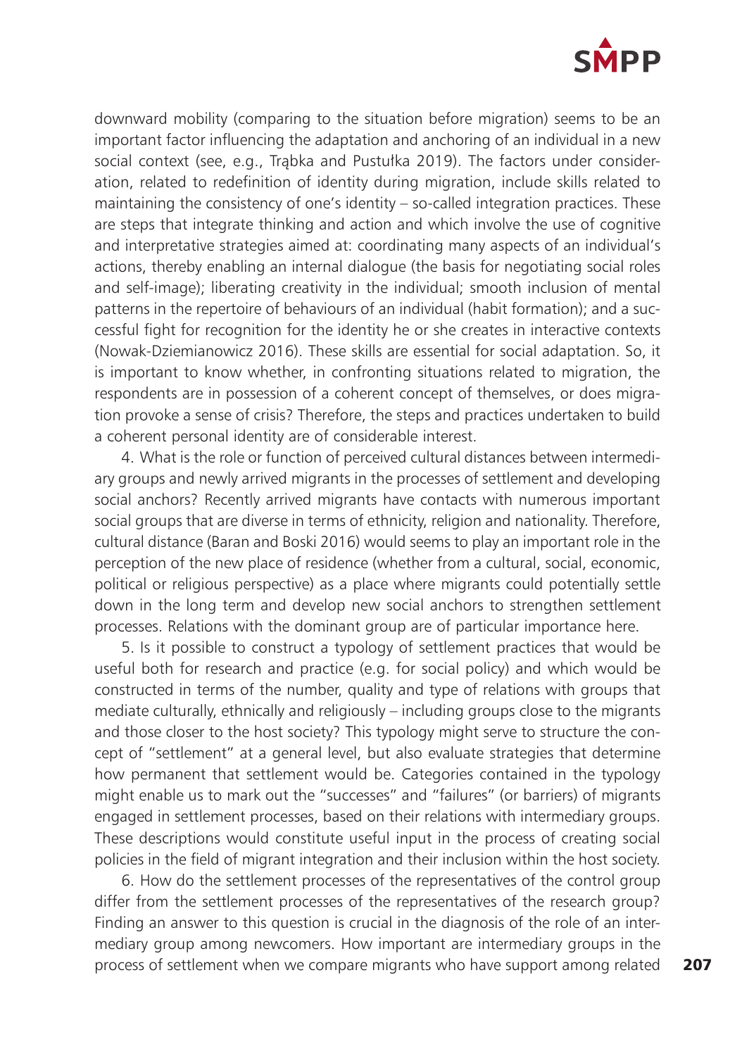downward mobility (comparing to the situation before migration) seems to be an important factor influencing the adaptation and anchoring of an individual in a new social context (see, e.g., Trąbka and Pustułka 2019). The factors under consideration, related to redefinition of identity during migration, include skills related to maintaining the consistency of one's identity – so-called integration practices. These are steps that integrate thinking and action and which involve the use of cognitive and interpretative strategies aimed at: coordinating many aspects of an individual's actions, thereby enabling an internal dialogue (the basis for negotiating social roles and self-image); liberating creativity in the individual; smooth inclusion of mental patterns in the repertoire of behaviours of an individual (habit formation); and a successful fight for recognition for the identity he or she creates in interactive contexts (Nowak-Dziemianowicz 2016). These skills are essential for social adaptation. So, it is important to know whether, in confronting situations related to migration, the respondents are in possession of a coherent concept of themselves, or does migration provoke a sense of crisis? Therefore, the steps and practices undertaken to build a coherent personal identity are of considerable interest.

4. What is the role or function of perceived cultural distances between intermediary groups and newly arrived migrants in the processes of settlement and developing social anchors? Recently arrived migrants have contacts with numerous important social groups that are diverse in terms of ethnicity, religion and nationality. Therefore, cultural distance (Baran and Boski 2016) would seems to play an important role in the perception of the new place of residence (whether from a cultural, social, economic, political or religious perspective) as a place where migrants could potentially settle down in the long term and develop new social anchors to strengthen settlement processes. Relations with the dominant group are of particular importance here.

5. Is it possible to construct a typology of settlement practices that would be useful both for research and practice (e.g. for social policy) and which would be constructed in terms of the number, quality and type of relations with groups that mediate culturally, ethnically and religiously – including groups close to the migrants and those closer to the host society? This typology might serve to structure the concept of "settlement" at a general level, but also evaluate strategies that determine how permanent that settlement would be. Categories contained in the typology might enable us to mark out the "successes" and "failures" (or barriers) of migrants engaged in settlement processes, based on their relations with intermediary groups. These descriptions would constitute useful input in the process of creating social policies in the field of migrant integration and their inclusion within the host society.

6. How do the settlement processes of the representatives of the control group differ from the settlement processes of the representatives of the research group? Finding an answer to this question is crucial in the diagnosis of the role of an intermediary group among newcomers. How important are intermediary groups in the process of settlement when we compare migrants who have support among related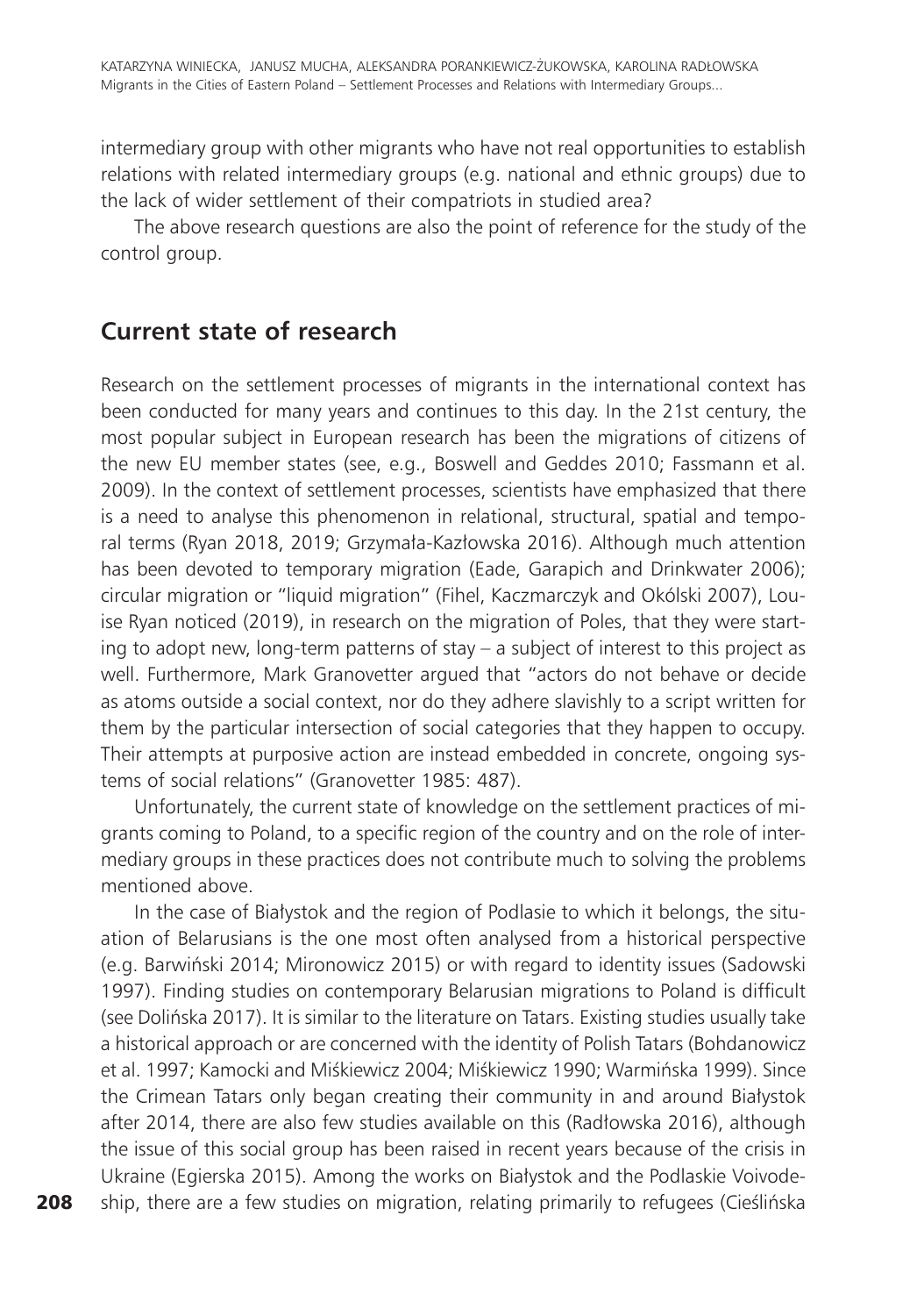intermediary group with other migrants who have not real opportunities to establish relations with related intermediary groups (e.g. national and ethnic groups) due to the lack of wider settlement of their compatriots in studied area?

The above research questions are also the point of reference for the study of the control group.

## Current state of research

Research on the settlement processes of migrants in the international context has been conducted for many years and continues to this day. In the 21st century, the most popular subject in European research has been the migrations of citizens of the new EU member states (see, e.g., Boswell and Geddes 2010; Fassmann et al. 2009). In the context of settlement processes, scientists have emphasized that there is a need to analyse this phenomenon in relational, structural, spatial and temporal terms (Ryan 2018, 2019; Grzymała-Kazłowska 2016). Although much attention has been devoted to temporary migration (Eade, Garapich and Drinkwater 2006); circular migration or "liquid migration" (Fihel, Kaczmarczyk and Okólski 2007), Louise Ryan noticed (2019), in research on the migration of Poles, that they were starting to adopt new, long-term patterns of stay – a subject of interest to this project as well. Furthermore, Mark Granovetter argued that "actors do not behave or decide as atoms outside a social context, nor do they adhere slavishly to a script written for them by the particular intersection of social categories that they happen to occupy. Their attempts at purposive action are instead embedded in concrete, ongoing systems of social relations" (Granovetter 1985: 487).

Unfortunately, the current state of knowledge on the settlement practices of migrants coming to Poland, to a specific region of the country and on the role of intermediary groups in these practices does not contribute much to solving the problems mentioned above.

In the case of Białystok and the region of Podlasie to which it belongs, the situation of Belarusians is the one most often analysed from a historical perspective (e.g. Barwiński 2014; Mironowicz 2015) or with regard to identity issues (Sadowski 1997). Finding studies on contemporary Belarusian migrations to Poland is difficult (see Dolińska 2017). It is similar to the literature on Tatars. Existing studies usually take a historical approach or are concerned with the identity of Polish Tatars (Bohdanowicz et al. 1997; Kamocki and Miśkiewicz 2004; Miśkiewicz 1990; Warmińska 1999). Since the Crimean Tatars only began creating their community in and around Białystok after 2014, there are also few studies available on this (Radłowska 2016), although the issue of this social group has been raised in recent years because of the crisis in Ukraine (Egierska 2015). Among the works on Białystok and the Podlaskie Voivodeship, there are a few studies on migration, relating primarily to refugees (Cieślińska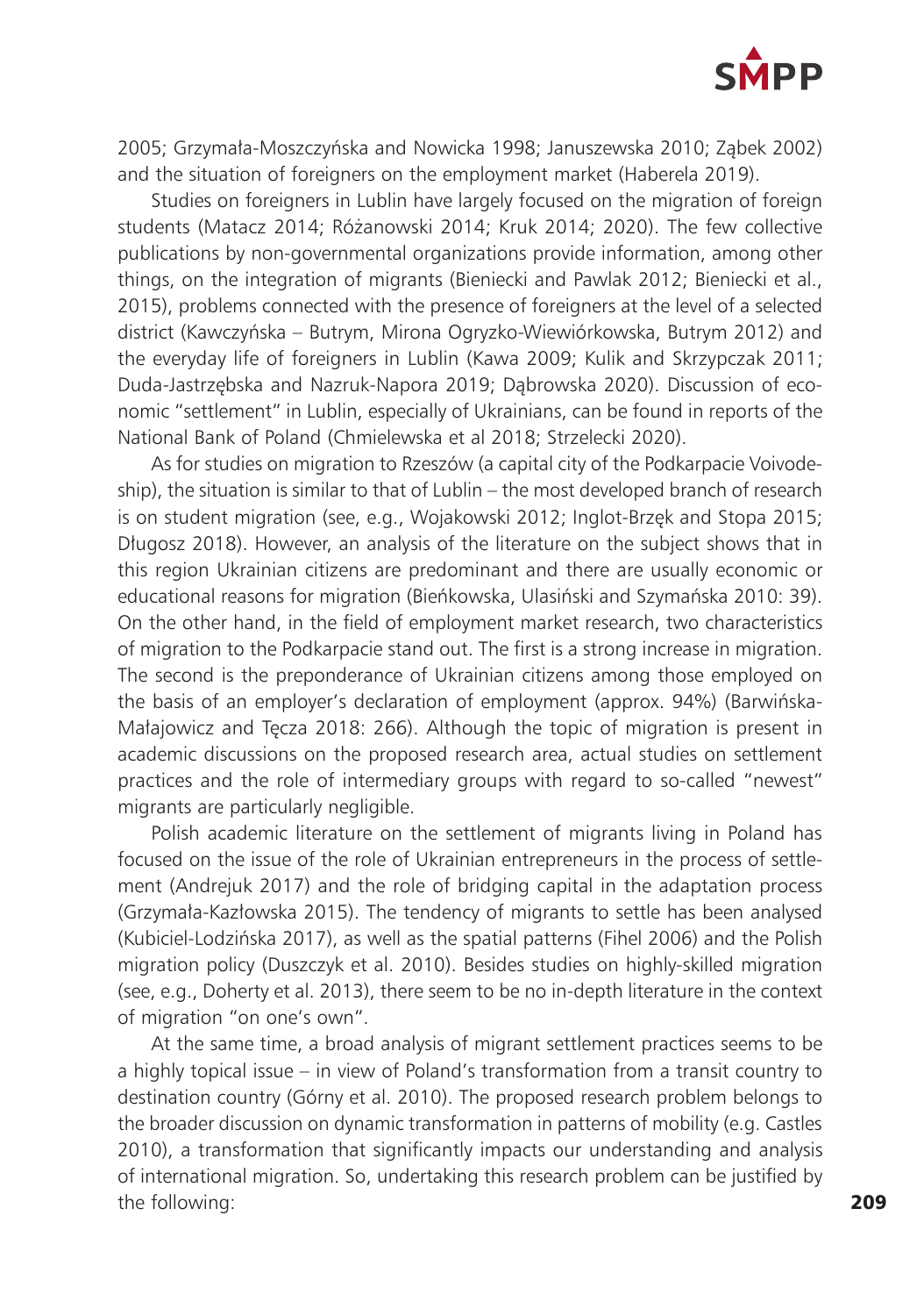2005; Grzymała-Moszczyńska and Nowicka 1998; Januszewska 2010; Ząbek 2002) and the situation of foreigners on the employment market (Haberela 2019).

Studies on foreigners in Lublin have largely focused on the migration of foreign students (Matacz 2014; Różanowski 2014; Kruk 2014; 2020). The few collective publications by non-governmental organizations provide information, among other things, on the integration of migrants (Bieniecki and Pawlak 2012; Bieniecki et al., 2015), problems connected with the presence of foreigners at the level of a selected district (Kawczyńska – Butrym, Mirona Ogryzko-Wiewiórkowska, Butrym 2012) and the everyday life of foreigners in Lublin (Kawa 2009; Kulik and Skrzypczak 2011; Duda-Jastrzębska and Nazruk-Napora 2019; Dąbrowska 2020). Discussion of economic "settlement" in Lublin, especially of Ukrainians, can be found in reports of the National Bank of Poland (Chmielewska et al 2018; Strzelecki 2020).

As for studies on migration to Rzeszów (a capital city of the Podkarpacie Voivodeship), the situation is similar to that of Lublin – the most developed branch of research is on student migration (see, e.g., Wojakowski 2012; Inglot-Brzęk and Stopa 2015; Długosz 2018). However, an analysis of the literature on the subject shows that in this region Ukrainian citizens are predominant and there are usually economic or educational reasons for migration (Bieńkowska, Ulasiński and Szymańska 2010: 39). On the other hand, in the field of employment market research, two characteristics of migration to the Podkarpacie stand out. The first is a strong increase in migration. The second is the preponderance of Ukrainian citizens among those employed on the basis of an employer's declaration of employment (approx. 94%) (Barwińska-Małajowicz and Tęcza 2018: 266). Although the topic of migration is present in academic discussions on the proposed research area, actual studies on settlement practices and the role of intermediary groups with regard to so-called "newest" migrants are particularly negligible.

Polish academic literature on the settlement of migrants living in Poland has focused on the issue of the role of Ukrainian entrepreneurs in the process of settlement (Andrejuk 2017) and the role of bridging capital in the adaptation process (Grzymała-Kazłowska 2015). The tendency of migrants to settle has been analysed (Kubiciel-Lodzińska 2017), as well as the spatial patterns (Fihel 2006) and the Polish migration policy (Duszczyk et al. 2010). Besides studies on highly-skilled migration (see, e.g., Doherty et al. 2013), there seem to be no in-depth literature in the context of migration "on one's own".

At the same time, a broad analysis of migrant settlement practices seems to be a highly topical issue – in view of Poland's transformation from a transit country to destination country (Górny et al. 2010). The proposed research problem belongs to the broader discussion on dynamic transformation in patterns of mobility (e.g. Castles 2010), a transformation that significantly impacts our understanding and analysis of international migration. So, undertaking this research problem can be justified by the following: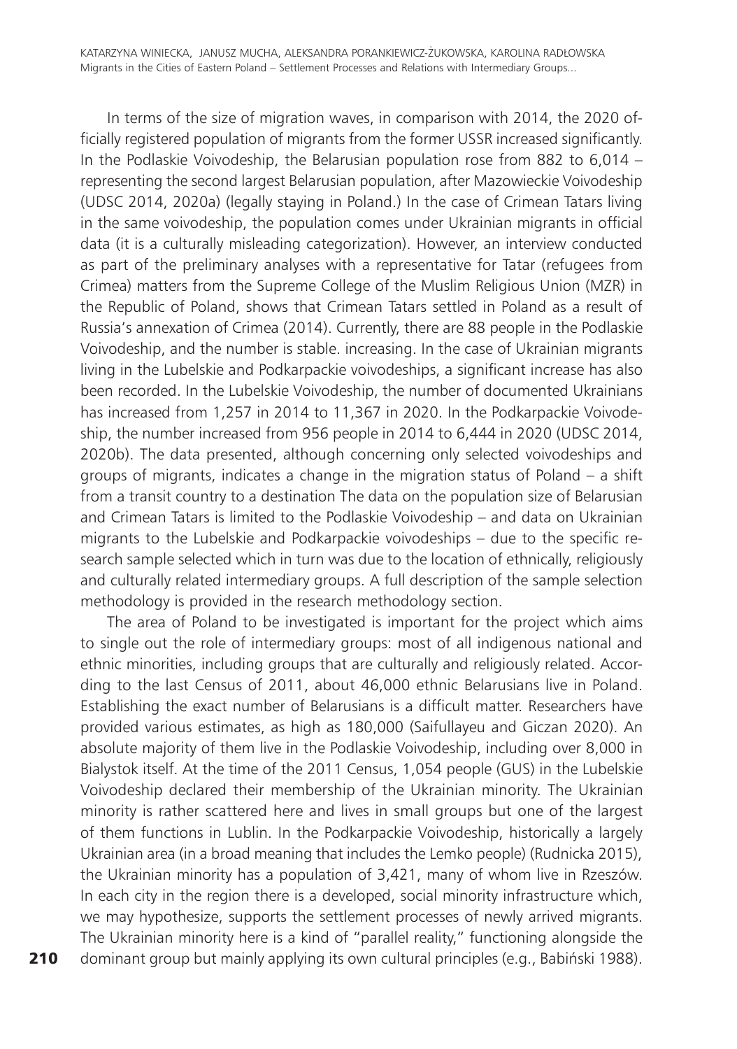In terms of the size of migration waves, in comparison with 2014, the 2020 officially registered population of migrants from the former USSR increased significantly. In the Podlaskie Voivodeship, the Belarusian population rose from 882 to 6,014 – representing the second largest Belarusian population, after Mazowieckie Voivodeship (UDSC 2014, 2020a) (legally staying in Poland.) In the case of Crimean Tatars living in the same voivodeship, the population comes under Ukrainian migrants in official data (it is a culturally misleading categorization). However, an interview conducted as part of the preliminary analyses with a representative for Tatar (refugees from Crimea) matters from the Supreme College of the Muslim Religious Union (MZR) in the Republic of Poland, shows that Crimean Tatars settled in Poland as a result of Russia's annexation of Crimea (2014). Currently, there are 88 people in the Podlaskie Voivodeship, and the number is stable. increasing. In the case of Ukrainian migrants living in the Lubelskie and Podkarpackie voivodeships, a significant increase has also been recorded. In the Lubelskie Voivodeship, the number of documented Ukrainians has increased from 1,257 in 2014 to 11,367 in 2020. In the Podkarpackie Voivodeship, the number increased from 956 people in 2014 to 6,444 in 2020 (UDSC 2014, 2020b). The data presented, although concerning only selected voivodeships and groups of migrants, indicates a change in the migration status of Poland – a shift from a transit country to a destination The data on the population size of Belarusian and Crimean Tatars is limited to the Podlaskie Voivodeship – and data on Ukrainian migrants to the Lubelskie and Podkarpackie voivodeships – due to the specific research sample selected which in turn was due to the location of ethnically, religiously and culturally related intermediary groups. A full description of the sample selection methodology is provided in the research methodology section.

The area of Poland to be investigated is important for the project which aims to single out the role of intermediary groups: most of all indigenous national and ethnic minorities, including groups that are culturally and religiously related. According to the last Census of 2011, about 46,000 ethnic Belarusians live in Poland. Establishing the exact number of Belarusians is a difficult matter. Researchers have provided various estimates, as high as 180,000 (Saifullayeu and Giczan 2020). An absolute majority of them live in the Podlaskie Voivodeship, including over 8,000 in Bialystok itself. At the time of the 2011 Census, 1,054 people (GUS) in the Lubelskie Voivodeship declared their membership of the Ukrainian minority. The Ukrainian minority is rather scattered here and lives in small groups but one of the largest of them functions in Lublin. In the Podkarpackie Voivodeship, historically a largely Ukrainian area (in a broad meaning that includes the Lemko people) (Rudnicka 2015), the Ukrainian minority has a population of 3,421, many of whom live in Rzeszów. In each city in the region there is a developed, social minority infrastructure which, we may hypothesize, supports the settlement processes of newly arrived migrants. The Ukrainian minority here is a kind of "parallel reality," functioning alongside the dominant group but mainly applying its own cultural principles (e.g., Babiński 1988).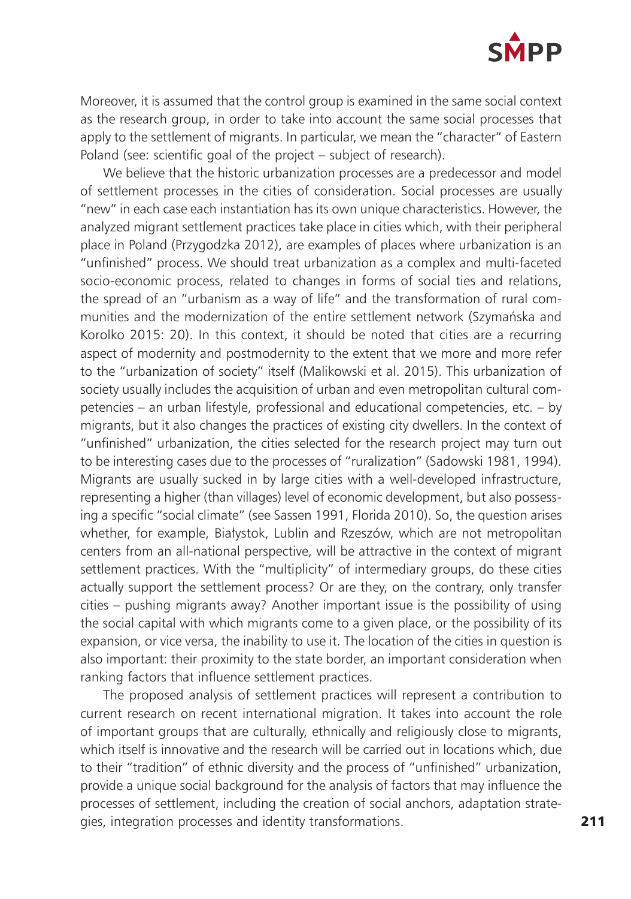Moreover, it is assumed that the control group is examined in the same social context as the research group, in order to take into account the same social processes that apply to the settlement of migrants. In particular, we mean the "character" of Eastern Poland (see: scientific goal of the project – subject of research).

We believe that the historic urbanization processes are a predecessor and model of settlement processes in the cities of consideration. Social processes are usually "new" in each case each instantiation has its own unique characteristics. However, the analyzed migrant settlement practices take place in cities which, with their peripheral place in Poland (Przygodzka 2012), are examples of places where urbanization is an "unfinished" process. We should treat urbanization as a complex and multi-faceted socio-economic process, related to changes in forms of social ties and relations, the spread of an "urbanism as a way of life" and the transformation of rural communities and the modernization of the entire settlement network (Szymańska and Korolko 2015: 20). In this context, it should be noted that cities are a recurring aspect of modernity and postmodernity to the extent that we more and more refer to the "urbanization of society" itself (Malikowski et al. 2015). This urbanization of society usually includes the acquisition of urban and even metropolitan cultural competencies – an urban lifestyle, professional and educational competencies, etc. – by migrants, but it also changes the practices of existing city dwellers. In the context of "unfinished" urbanization, the cities selected for the research project may turn out to be interesting cases due to the processes of "ruralization" (Sadowski 1981, 1994). Migrants are usually sucked in by large cities with a well-developed infrastructure, representing a higher (than villages) level of economic development, but also possessing a specific "social climate" (see Sassen 1991, Florida 2010). So, the question arises whether, for example, Białystok, Lublin and Rzeszów, which are not metropolitan centers from an all-national perspective, will be attractive in the context of migrant settlement practices. With the "multiplicity" of intermediary groups, do these cities actually support the settlement process? Or are they, on the contrary, only transfer cities – pushing migrants away? Another important issue is the possibility of using the social capital with which migrants come to a given place, or the possibility of its expansion, or vice versa, the inability to use it. The location of the cities in question is also important: their proximity to the state border, an important consideration when ranking factors that influence settlement practices.

The proposed analysis of settlement practices will represent a contribution to current research on recent international migration. It takes into account the role of important groups that are culturally, ethnically and religiously close to migrants, which itself is innovative and the research will be carried out in locations which, due to their "tradition" of ethnic diversity and the process of "unfinished" urbanization, provide a unique social background for the analysis of factors that may influence the processes of settlement, including the creation of social anchors, adaptation strategies, integration processes and identity transformations.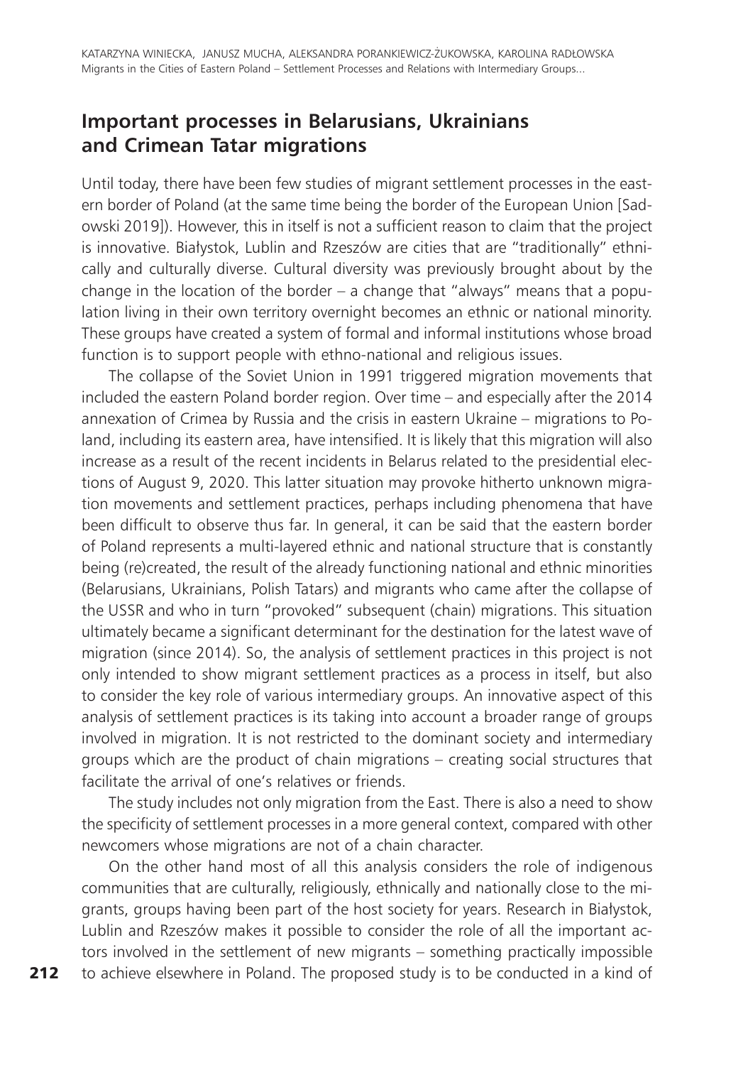## Important processes in Belarusians, Ukrainians and Crimean Tatar migrations

Until today, there have been few studies of migrant settlement processes in the eastern border of Poland (at the same time being the border of the European Union [Sadowski 2019]). However, this in itself is not a sufficient reason to claim that the project is innovative. Białystok, Lublin and Rzeszów are cities that are "traditionally" ethnically and culturally diverse. Cultural diversity was previously brought about by the change in the location of the border – a change that "always" means that a population living in their own territory overnight becomes an ethnic or national minority. These groups have created a system of formal and informal institutions whose broad function is to support people with ethno-national and religious issues.

The collapse of the Soviet Union in 1991 triggered migration movements that included the eastern Poland border region. Over time – and especially after the 2014 annexation of Crimea by Russia and the crisis in eastern Ukraine – migrations to Poland, including its eastern area, have intensified. It is likely that this migration will also increase as a result of the recent incidents in Belarus related to the presidential elections of August 9, 2020. This latter situation may provoke hitherto unknown migration movements and settlement practices, perhaps including phenomena that have been difficult to observe thus far. In general, it can be said that the eastern border of Poland represents a multi-layered ethnic and national structure that is constantly being (re)created, the result of the already functioning national and ethnic minorities (Belarusians, Ukrainians, Polish Tatars) and migrants who came after the collapse of the USSR and who in turn "provoked" subsequent (chain) migrations. This situation ultimately became a significant determinant for the destination for the latest wave of migration (since 2014). So, the analysis of settlement practices in this project is not only intended to show migrant settlement practices as a process in itself, but also to consider the key role of various intermediary groups. An innovative aspect of this analysis of settlement practices is its taking into account a broader range of groups involved in migration. It is not restricted to the dominant society and intermediary groups which are the product of chain migrations – creating social structures that facilitate the arrival of one's relatives or friends.

The study includes not only migration from the East. There is also a need to show the specificity of settlement processes in a more general context, compared with other newcomers whose migrations are not of a chain character.

On the other hand most of all this analysis considers the role of indigenous communities that are culturally, religiously, ethnically and nationally close to the migrants, groups having been part of the host society for years. Research in Białystok, Lublin and Rzeszów makes it possible to consider the role of all the important actors involved in the settlement of new migrants – something practically impossible to achieve elsewhere in Poland. The proposed study is to be conducted in a kind of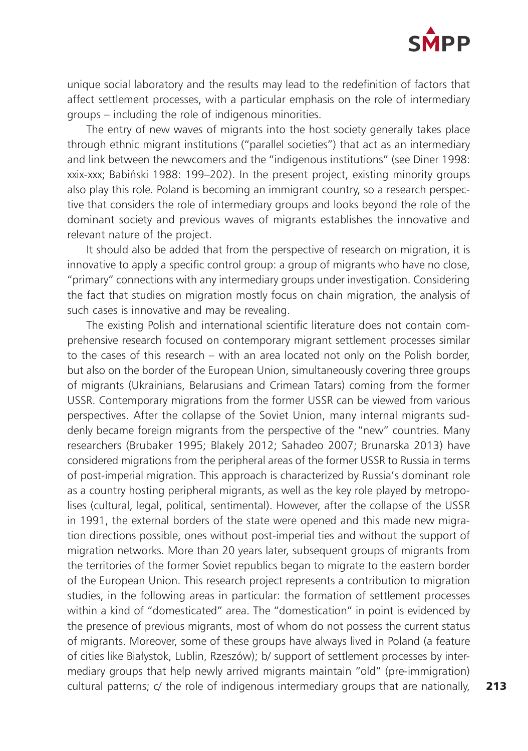unique social laboratory and the results may lead to the redefinition of factors that affect settlement processes, with a particular emphasis on the role of intermediary groups – including the role of indigenous minorities.

The entry of new waves of migrants into the host society generally takes place through ethnic migrant institutions ("parallel societies") that act as an intermediary and link between the newcomers and the "indigenous institutions" (see Diner 1998: xxix-xxx; Babiński 1988: 199–202). In the present project, existing minority groups also play this role. Poland is becoming an immigrant country, so a research perspective that considers the role of intermediary groups and looks beyond the role of the dominant society and previous waves of migrants establishes the innovative and relevant nature of the project.

It should also be added that from the perspective of research on migration, it is innovative to apply a specific control group: a group of migrants who have no close, "primary" connections with any intermediary groups under investigation. Considering the fact that studies on migration mostly focus on chain migration, the analysis of such cases is innovative and may be revealing.

The existing Polish and international scientific literature does not contain comprehensive research focused on contemporary migrant settlement processes similar to the cases of this research – with an area located not only on the Polish border, but also on the border of the European Union, simultaneously covering three groups of migrants (Ukrainians, Belarusians and Crimean Tatars) coming from the former USSR. Contemporary migrations from the former USSR can be viewed from various perspectives. After the collapse of the Soviet Union, many internal migrants suddenly became foreign migrants from the perspective of the "new" countries. Many researchers (Brubaker 1995; Blakely 2012; Sahadeo 2007; Brunarska 2013) have considered migrations from the peripheral areas of the former USSR to Russia in terms of post-imperial migration. This approach is characterized by Russia's dominant role as a country hosting peripheral migrants, as well as the key role played by metropolises (cultural, legal, political, sentimental). However, after the collapse of the USSR in 1991, the external borders of the state were opened and this made new migration directions possible, ones without post-imperial ties and without the support of migration networks. More than 20 years later, subsequent groups of migrants from the territories of the former Soviet republics began to migrate to the eastern border of the European Union. This research project represents a contribution to migration studies, in the following areas in particular: the formation of settlement processes within a kind of "domesticated" area. The "domestication" in point is evidenced by the presence of previous migrants, most of whom do not possess the current status of migrants. Moreover, some of these groups have always lived in Poland (a feature of cities like Białystok, Lublin, Rzeszów); b/ support of settlement processes by intermediary groups that help newly arrived migrants maintain "old" (pre-immigration) cultural patterns; c/ the role of indigenous intermediary groups that are nationally,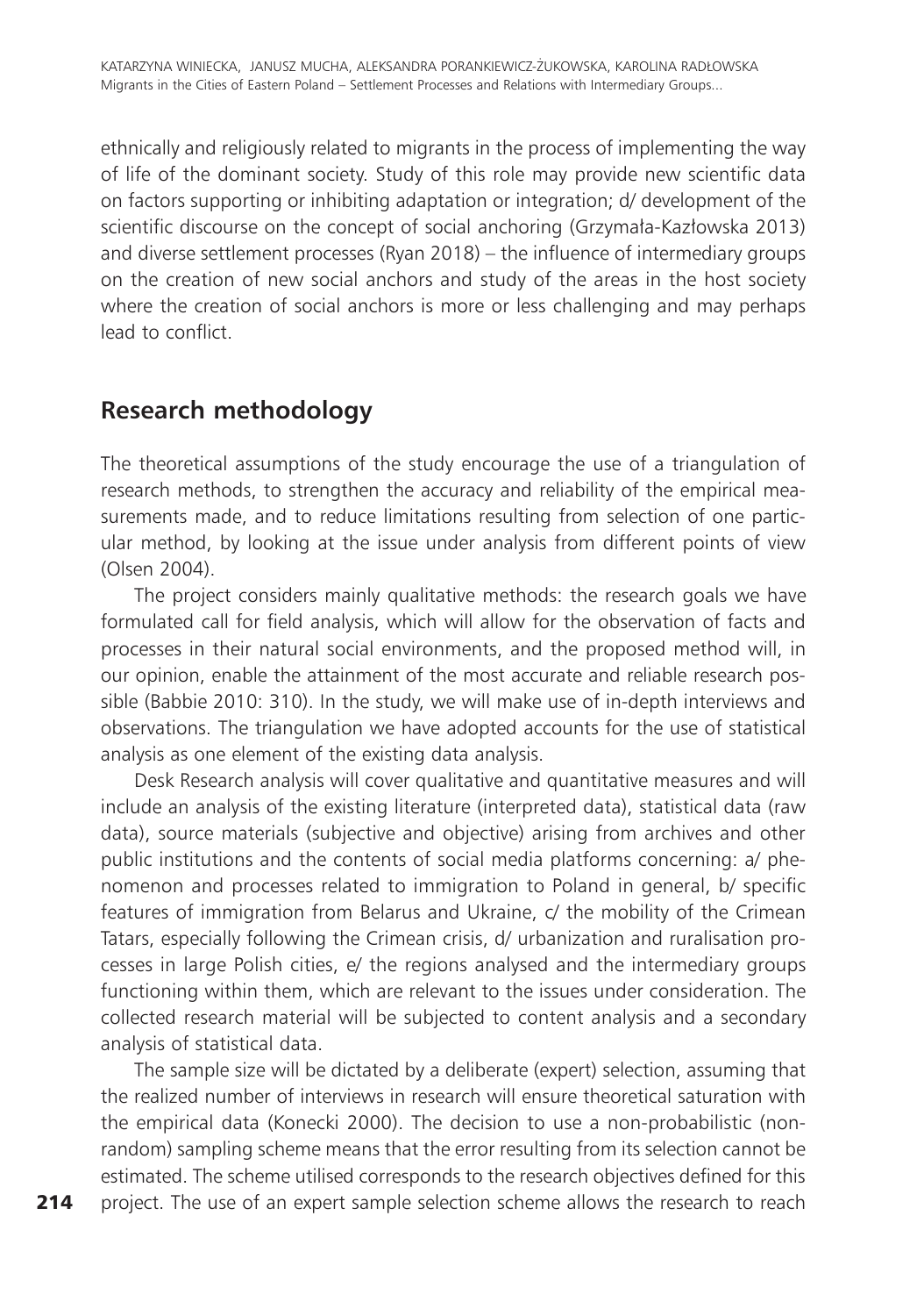ethnically and religiously related to migrants in the process of implementing the way of life of the dominant society. Study of this role may provide new scientific data on factors supporting or inhibiting adaptation or integration; d/ development of the scientific discourse on the concept of social anchoring (Grzymała-Kazłowska 2013) and diverse settlement processes (Ryan 2018) – the influence of intermediary groups on the creation of new social anchors and study of the areas in the host society where the creation of social anchors is more or less challenging and may perhaps lead to conflict.

## Research methodology

The theoretical assumptions of the study encourage the use of a triangulation of research methods, to strengthen the accuracy and reliability of the empirical measurements made, and to reduce limitations resulting from selection of one particular method, by looking at the issue under analysis from different points of view (Olsen 2004).

The project considers mainly qualitative methods: the research goals we have formulated call for field analysis, which will allow for the observation of facts and processes in their natural social environments, and the proposed method will, in our opinion, enable the attainment of the most accurate and reliable research possible (Babbie 2010: 310). In the study, we will make use of in-depth interviews and observations. The triangulation we have adopted accounts for the use of statistical analysis as one element of the existing data analysis.

Desk Research analysis will cover qualitative and quantitative measures and will include an analysis of the existing literature (interpreted data), statistical data (raw data), source materials (subjective and objective) arising from archives and other public institutions and the contents of social media platforms concerning: a/ phenomenon and processes related to immigration to Poland in general, b/ specific features of immigration from Belarus and Ukraine, c/ the mobility of the Crimean Tatars, especially following the Crimean crisis, d/ urbanization and ruralisation processes in large Polish cities, e/ the regions analysed and the intermediary groups functioning within them, which are relevant to the issues under consideration. The collected research material will be subjected to content analysis and a secondary analysis of statistical data.

The sample size will be dictated by a deliberate (expert) selection, assuming that the realized number of interviews in research will ensure theoretical saturation with the empirical data (Konecki 2000). The decision to use a non-probabilistic (non-random) sampling scheme means that the error resulting from its selection cannot be estimated. The scheme utilised corresponds to the research objectives defined for this project. The use of an expert sample selection scheme allows the research to reach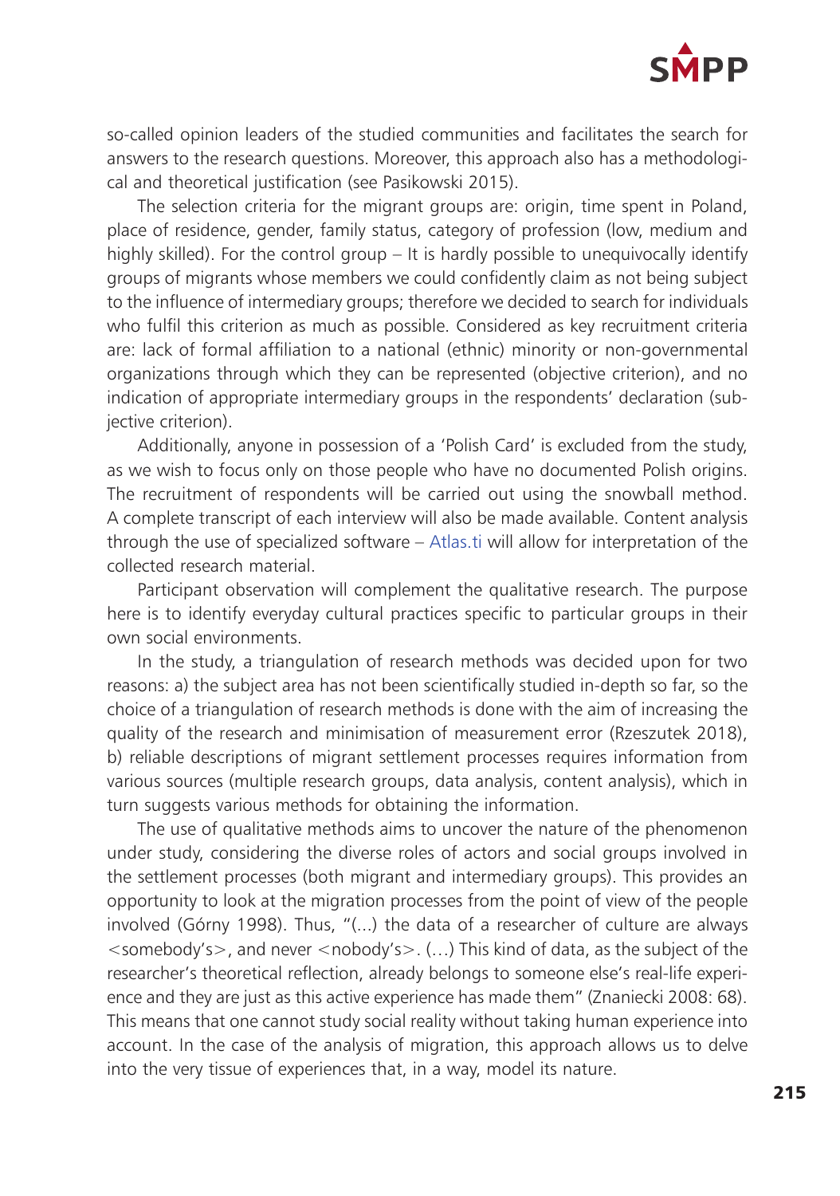so-called opinion leaders of the studied communities and facilitates the search for answers to the research questions. Moreover, this approach also has a methodological and theoretical justification (see Pasikowski 2015).

The selection criteria for the migrant groups are: origin, time spent in Poland, place of residence, gender, family status, category of profession (low, medium and highly skilled). For the control group – It is hardly possible to unequivocally identify groups of migrants whose members we could confidently claim as not being subject to the influence of intermediary groups; therefore we decided to search for individuals who fulfil this criterion as much as possible. Considered as key recruitment criteria are: lack of formal affiliation to a national (ethnic) minority or non-governmental organizations through which they can be represented (objective criterion), and no indication of appropriate intermediary groups in the respondents' declaration (subjective criterion).

Additionally, anyone in possession of a 'Polish Card' is excluded from the study, as we wish to focus only on those people who have no documented Polish origins. The recruitment of respondents will be carried out using the snowball method. A complete transcript of each interview will also be made available. Content analysis through the use of specialized software – Atlas.ti will allow for interpretation of the collected research material.

Participant observation will complement the qualitative research. The purpose here is to identify everyday cultural practices specific to particular groups in their own social environments.

In the study, a triangulation of research methods was decided upon for two reasons: a) the subject area has not been scientifically studied in-depth so far, so the choice of a triangulation of research methods is done with the aim of increasing the quality of the research and minimisation of measurement error (Rzeszutek 2018), b) reliable descriptions of migrant settlement processes requires information from various sources (multiple research groups, data analysis, content analysis), which in turn suggests various methods for obtaining the information.

The use of qualitative methods aims to uncover the nature of the phenomenon under study, considering the diverse roles of actors and social groups involved in the settlement processes (both migrant and intermediary groups). This provides an opportunity to look at the migration processes from the point of view of the people involved (Górny 1998). Thus, "(...) the data of a researcher of culture are always <somebody's>, and never <nobody's>. (…) This kind of data, as the subject of the researcher's theoretical reflection, already belongs to someone else's real-life experience and they are just as this active experience has made them" (Znaniecki 2008: 68). This means that one cannot study social reality without taking human experience into account. In the case of the analysis of migration, this approach allows us to delve into the very tissue of experiences that, in a way, model its nature.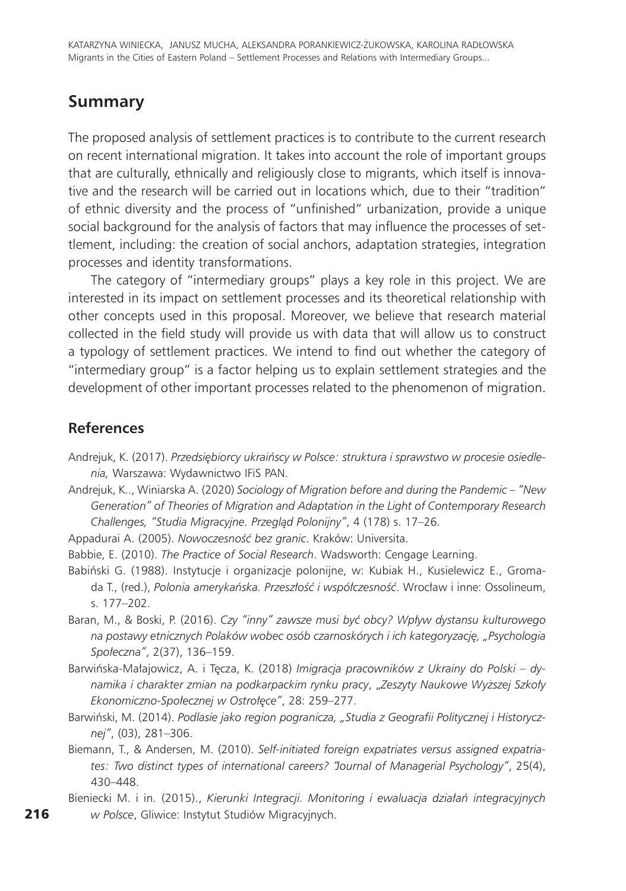## Summary

The proposed analysis of settlement practices is to contribute to the current research on recent international migration. It takes into account the role of important groups that are culturally, ethnically and religiously close to migrants, which itself is innovative and the research will be carried out in locations which, due to their "tradition" of ethnic diversity and the process of "unfinished" urbanization, provide a unique social background for the analysis of factors that may influence the processes of settlement, including: the creation of social anchors, adaptation strategies, integration processes and identity transformations.

The category of "intermediary groups" plays a key role in this project. We are interested in its impact on settlement processes and its theoretical relationship with other concepts used in this proposal. Moreover, we believe that research material collected in the field study will provide us with data that will allow us to construct a typology of settlement practices. We intend to find out whether the category of "intermediary group" is a factor helping us to explain settlement strategies and the development of other important processes related to the phenomenon of migration.

### References

Andrejuk, K. (2017). *Przedsiębiorcy ukraińscy w Polsce: struktura i sprawstwo w procesie osiedlenia,* Warszawa: Wydawnictwo IFiS PAN.

Andrejuk, K.., Winiarska A. (2020) *Sociology of Migration before and during the Pandemic – "New Generation" of Theories of Migration and Adaptation in the Light of Contemporary Research Challenges, "Studia Migracyjne. Przegląd Polonijny"*, 4 (178) s. 17–26.

Appadurai A. (2005). *Nowoczesność bez granic*. Kraków: Universita.

Babbie, E. (2010). *The Practice of Social Research*. Wadsworth: Cengage Learning.

Babiński G. (1988). Instytucje i organizacje polonijne, w: Kubiak H., Kusielewicz E., Gromada T., (red.), *Polonia amerykańska. Przeszłość i współczesność*. Wrocław i inne: Ossolineum, s. 177–202.

Baran, M., & Boski, P. (2016). *Czy "inny" zawsze musi być obcy? Wpływ dystansu kulturowego na postawy etnicznych Polaków wobec osób czarnoskórych i ich kategoryzację, „Psychologia Społeczna"*, 2(37), 136–159.

Barwińska-Małajowicz, A. i Tęcza, K. (2018) *Imigracja pracowników z Ukrainy do Polski – dynamika i charakter zmian na podkarpackim rynku pracy*, *„Zeszyty Naukowe Wyższej Szkoły Ekonomiczno-Społecznej w Ostrołęce"*, 28: 259–277.

Barwiński, M. (2014). *Podlasie jako region pogranicza, „Studia z Geografii Politycznej i Historycznej"*, (03), 281–306.

Biemann, T., & Andersen, M. (2010). *Self-initiated foreign expatriates versus assigned expatriates: Two distinct types of international careers? "Journal of Managerial Psychology"*, 25(4), 430–448.

Bieniecki M. i in. (2015)., *Kierunki Integracji. Monitoring i ewaluacja działań integracyjnych w Polsce*, Gliwice: Instytut Studiów Migracyjnych.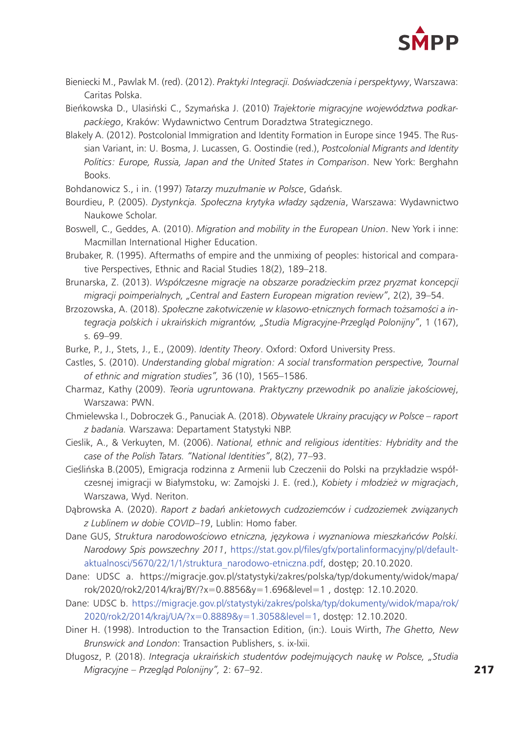Bieniecki M., Pawlak M. (red). (2012). *Praktyki Integracji. Doświadczenia i perspektywy*, Warszawa: Caritas Polska.

Bieńkowska D., Ulasiński C., Szymańska J. (2010) *Trajektorie migracyjne województwa podkarpackiego*, Kraków: Wydawnictwo Centrum Doradztwa Strategicznego.

Blakely A. (2012). Postcolonial Immigration and Identity Formation in Europe since 1945. The Russian Variant, in: U. Bosma, J. Lucassen, G. Oostindie (red.), *Postcolonial Migrants and Identity Politics: Europe, Russia, Japan and the United States in Comparison*. New York: Berghahn Books.

Bohdanowicz S., i in. (1997) *Tatarzy muzułmanie w Polsce*, Gdańsk.

Bourdieu, P. (2005). *Dystynkcja. Społeczna krytyka władzy sądzenia*, Warszawa: Wydawnictwo Naukowe Scholar.

Boswell, C., Geddes, A. (2010). *Migration and mobility in the European Union*. New York i inne: Macmillan International Higher Education.

Brubaker, R. (1995). Aftermaths of empire and the unmixing of peoples: historical and comparative Perspectives, Ethnic and Racial Studies 18(2), 189–218.

Brunarska, Z. (2013). *Współczesne migracje na obszarze poradzieckim przez pryzmat koncepcji migracji poimperialnych, „Central and Eastern European migration review"*, 2(2), 39–54.

Brzozowska, A. (2018). *Społeczne zakotwiczenie w klasowo-etnicznych formach tożsamości a integracja polskich i ukraińskich migrantów, „Studia Migracyjne-Przegląd Polonijny"*, 1 (167), s. 69–99.

Burke, P., J., Stets, J., E., (2009). *Identity Theory*. Oxford: Oxford University Press.

Castles, S. (2010). *Understanding global migration: A social transformation perspective, "Journal of ethnic and migration studies",* 36 (10), 1565–1586.

Charmaz, Kathy (2009). *Teoria ugruntowana. Praktyczny przewodnik po analizie jakościowej*, Warszawa: PWN.

Chmielewska I., Dobroczek G., Panuciak A. (2018). *Obywatele Ukrainy pracujący w Polsce – raport z badania.* Warszawa: Departament Statystyki NBP.

Cieslik, A., & Verkuyten, M. (2006). *National, ethnic and religious identities: Hybridity and the case of the Polish Tatars. "National Identities"*, 8(2), 77–93.

Cieślińska B.(2005), Emigracja rodzinna z Armenii lub Czeczenii do Polski na przykładzie współczesnej imigracji w Białymstoku, w: Zamojski J. E. (red.), *Kobiety i młodzież w migracjach*, Warszawa, Wyd. Neriton.

Dąbrowska A. (2020). *Raport z badań ankietowych cudzoziemców i cudzoziemek związanych z Lublinem w dobie COVID–19*, Lublin: Homo faber.

Dane GUS, *Struktura narodowościowo etniczna, językowa i wyznaniowa mieszkańców Polski. Narodowy Spis powszechny 2011*, https://stat.gov.pl/files/gfx/portalinformacyjny/pl/defaultaktualnosci/5670/22/1/1/struktura_narodowo-etniczna.pdf, dostęp; 20.10.2020.

Dane: UDSC a. https://migracje.gov.pl/statystyki/zakres/polska/typ/dokumenty/widok/mapa/rok/2020/rok2/2014/kraj/BY/?x=0.8856&y=1.696&level=1 , dostęp: 12.10.2020.

Dane: UDSC b. https://migracje.gov.pl/statystyki/zakres/polska/typ/dokumenty/widok/mapa/rok/2020/rok2/2014/kraj/UA/?x=0.8889&y=1.3058&level=1, dostęp: 12.10.2020.

Diner H. (1998). Introduction to the Transaction Edition, (in:). Louis Wirth, *The Ghetto, New Brunswick and London*: Transaction Publishers, s. ix-lxii.

Długosz, P. (2018). *Integracja ukraińskich studentów podejmujących naukę w Polsce, „Studia Migracyjne – Przegląd Polonijny",* 2: 67–92.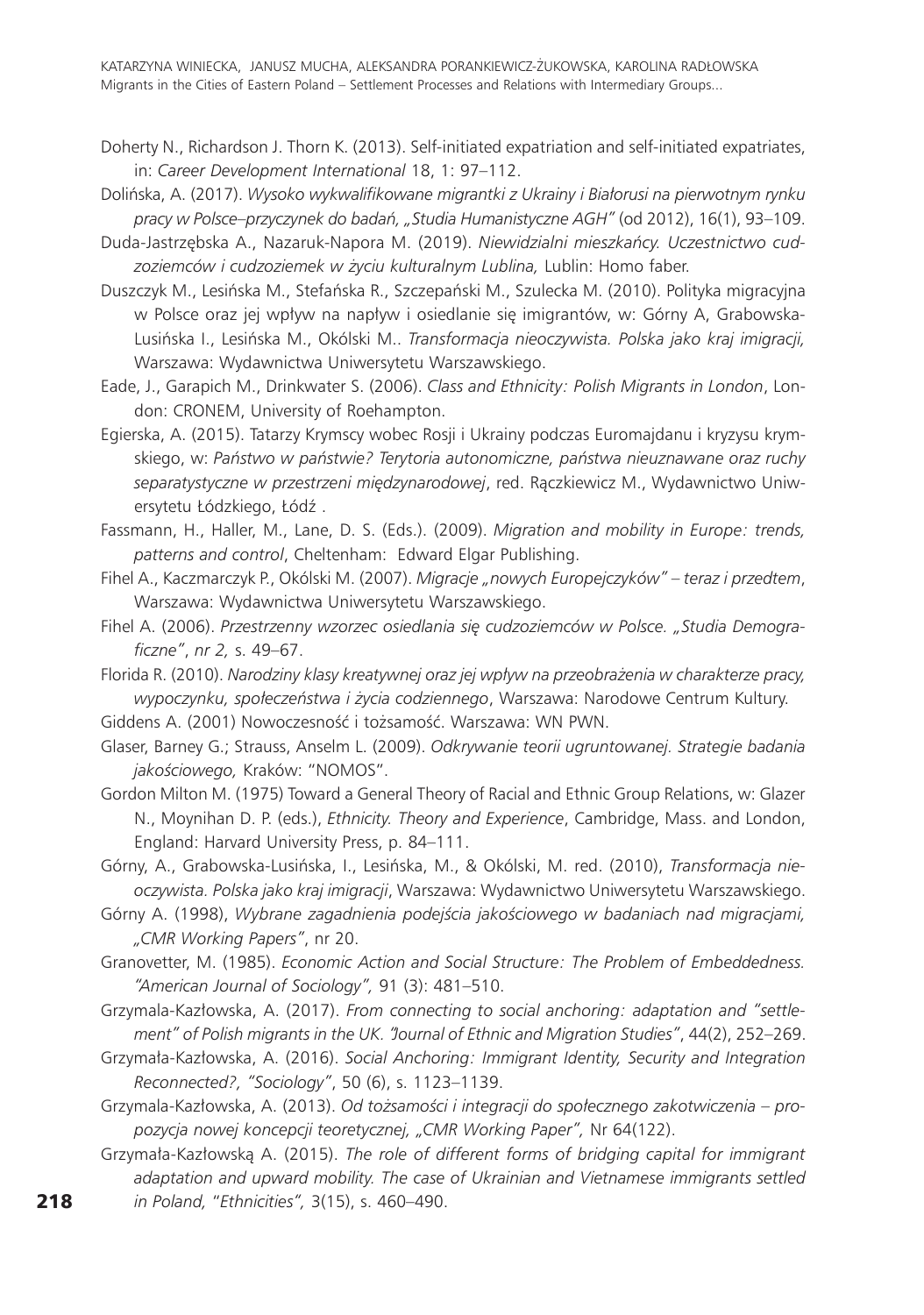Doherty N., Richardson J. Thorn K. (2013). Self-initiated expatriation and self-initiated expatriates, in: *Career Development International* 18, 1: 97–112.

Dolińska, A. (2017). *Wysoko wykwalifikowane migrantki z Ukrainy i Białorusi na pierwotnym rynku pracy w Polsce–przyczynek do badań, „Studia Humanistyczne AGH"* (od 2012), 16(1), 93–109.

Duda-Jastrzębska A., Nazaruk-Napora M. (2019). *Niewidzialni mieszkańcy. Uczestnictwo cudzoziemców i cudzoziemek w życiu kulturalnym Lublina,* Lublin: Homo faber.

Duszczyk M., Lesińska M., Stefańska R., Szczepański M., Szulecka M. (2010). Polityka migracyjna w Polsce oraz jej wpływ na napływ i osiedlanie się imigrantów, w: Górny A, Grabowska-Lusińska I., Lesińska M., Okólski M.. *Transformacja nieoczywista. Polska jako kraj imigracji,* Warszawa: Wydawnictwa Uniwersytetu Warszawskiego.

Eade, J., Garapich M., Drinkwater S. (2006). *Class and Ethnicity: Polish Migrants in London*, London: CRONEM, University of Roehampton.

Egierska, A. (2015). Tatarzy Krymscy wobec Rosji i Ukrainy podczas Euromajdanu i kryzysu krymskiego, w: *Państwo w państwie? Terytoria autonomiczne, państwa nieuznawane oraz ruchy separatystyczne w przestrzeni międzynarodowej*, red. Rączkiewicz M., Wydawnictwo Uniwersytetu Łódzkiego, Łódź .

Fassmann, H., Haller, M., Lane, D. S. (Eds.). (2009). *Migration and mobility in Europe: trends, patterns and control*, Cheltenham: Edward Elgar Publishing.

Fihel A., Kaczmarczyk P., Okólski M. (2007). *Migracje „nowych Europejczyków" – teraz i przedtem*, Warszawa: Wydawnictwa Uniwersytetu Warszawskiego.

Fihel A. (2006). *Przestrzenny wzorzec osiedlania się cudzoziemców w Polsce. „Studia Demograficzne", nr 2,* s. 49–67.

Florida R. (2010). *Narodziny klasy kreatywnej oraz jej wpływ na przeobrażenia w charakterze pracy, wypoczynku, społeczeństwa i życia codziennego*, Warszawa: Narodowe Centrum Kultury.

Giddens A. (2001) Nowoczesność i tożsamość. Warszawa: WN PWN.

Glaser, Barney G.; Strauss, Anselm L. (2009). *Odkrywanie teorii ugruntowanej. Strategie badania jakościowego,* Kraków: "NOMOS".

Gordon Milton M. (1975) Toward a General Theory of Racial and Ethnic Group Relations, w: Glazer N., Moynihan D. P. (eds.), *Ethnicity. Theory and Experience*, Cambridge, Mass. and London, England: Harvard University Press, p. 84–111.

Górny, A., Grabowska-Lusińska, I., Lesińska, M., & Okólski, M. red. (2010), *Transformacja nieoczywista. Polska jako kraj imigracji*, Warszawa: Wydawnictwo Uniwersytetu Warszawskiego.

Górny A. (1998), *Wybrane zagadnienia podejścia jakościowego w badaniach nad migracjami, „CMR Working Papers"*, nr 20.

Granovetter, M. (1985). *Economic Action and Social Structure: The Problem of Embeddedness. "American Journal of Sociology",* 91 (3): 481–510.

Grzymala-Kazłowska, A. (2017). *From connecting to social anchoring: adaptation and "settlement" of Polish migrants in the UK. "Journal of Ethnic and Migration Studies"*, 44(2), 252–269.

Grzymała-Kazłowska, A. (2016). *Social Anchoring: Immigrant Identity, Security and Integration Reconnected?, "Sociology"*, 50 (6), s. 1123–1139.

Grzymala-Kazłowska, A. (2013). *Od tożsamości i integracji do społecznego zakotwiczenia – propozycja nowej koncepcji teoretycznej, „CMR Working Paper",* Nr 64(122).

Grzymała-Kazłowską A. (2015). *The role of different forms of bridging capital for immigrant adaptation and upward mobility. The case of Ukrainian and Vietnamese immigrants settled in Poland,* "*Ethnicities",* 3(15), s. 460–490.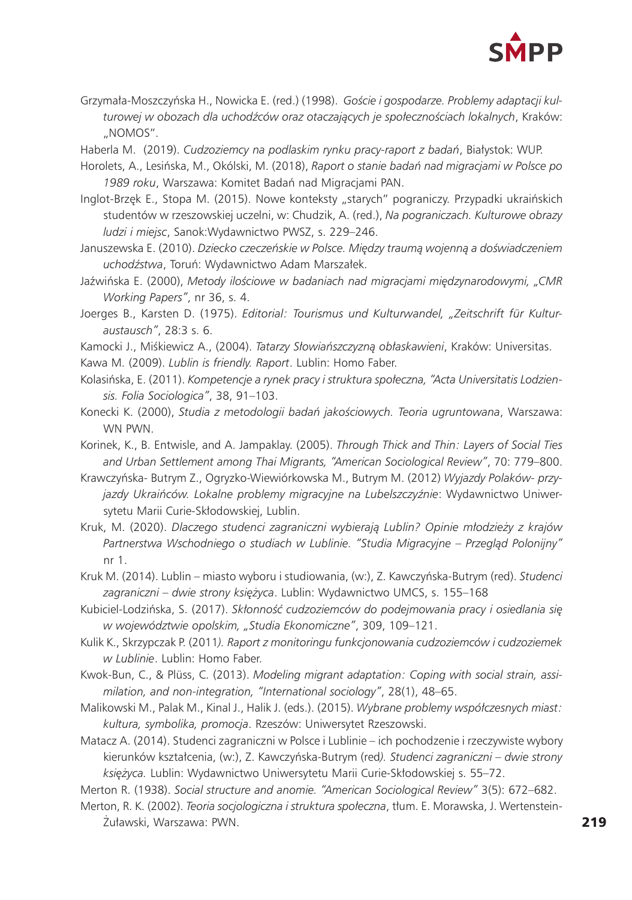Grzymała-Moszczyńska H., Nowicka E. (red.) (1998). *Goście i gospodarze. Problemy adaptacji kulturowej w obozach dla uchodźców oraz otaczających je społecznościach lokalnych*, Kraków: „NOMOS".

Haberla M. (2019). *Cudzoziemcy na podlaskim rynku pracy-raport z badań*, Białystok: WUP.

Horolets, A., Lesińska, M., Okólski, M. (2018), *Raport o stanie badań nad migracjami w Polsce po 1989 roku*, Warszawa: Komitet Badań nad Migracjami PAN.

Inglot-Brzęk E., Stopa M. (2015). Nowe konteksty „starych" pograniczy. Przypadki ukraińskich studentów w rzeszowskiej uczelni, w: Chudzik, A. (red.), *Na pograniczach. Kulturowe obrazy ludzi i miejsc*, Sanok:Wydawnictwo PWSZ, s. 229–246.

Januszewska E. (2010). *Dziecko czeczeńskie w Polsce. Między traumą wojenną a doświadczeniem uchodźstwa*, Toruń: Wydawnictwo Adam Marszałek.

Jaźwińska E. (2000), *Metody ilościowe w badaniach nad migracjami międzynarodowymi, „CMR Working Papers"*, nr 36, s. 4.

Joerges B., Karsten D. (1975). *Editorial: Tourismus und Kulturwandel, „Zeitschrift für Kulturaustausch"*, 28:3 s. 6.

Kamocki J., Miśkiewicz A., (2004). *Tatarzy Słowiańszczyzną obłaskawieni*, Kraków: Universitas.

Kawa M. (2009). *Lublin is friendly. Raport*. Lublin: Homo Faber.

Kolasińska, E. (2011). *Kompetencje a rynek pracy i struktura społeczna, "Acta Universitatis Lodziensis. Folia Sociologica"*, 38, 91–103.

Konecki K. (2000), *Studia z metodologii badań jakościowych. Teoria ugruntowana*, Warszawa: WN PWN.

Korinek, K., B. Entwisle, and A. Jampaklay. (2005). *Through Thick and Thin: Layers of Social Ties and Urban Settlement among Thai Migrants, "American Sociological Review"*, 70: 779–800.

Krawczyńska- Butrym Z., Ogryzko-Wiewiórkowska M., Butrym M. (2012) *Wyjazdy Polaków- przyjazdy Ukraińców. Lokalne problemy migracyjne na Lubelszczyźnie*: Wydawnictwo Uniwersytetu Marii Curie-Skłodowskiej, Lublin.

Kruk, M. (2020). *Dlaczego studenci zagraniczni wybierają Lublin? Opinie młodzieży z krajów Partnerstwa Wschodniego o studiach w Lublinie. "Studia Migracyjne – Przegląd Polonijny"* nr 1.

Kruk M. (2014). Lublin – miasto wyboru i studiowania, (w:), Z. Kawczyńska-Butrym (red). *Studenci zagraniczni – dwie strony księżyca*. Lublin: Wydawnictwo UMCS, s. 155–168

Kubiciel-Lodzińska, S. (2017). *Skłonność cudzoziemców do podejmowania pracy i osiedlania się w województwie opolskim, „Studia Ekonomiczne"*, 309, 109–121.

Kulik K., Skrzypczak P. (2011*). Raport z monitoringu funkcjonowania cudzoziemców i cudzoziemek w Lublinie*. Lublin: Homo Faber.

Kwok-Bun, C., & Plüss, C. (2013). *Modeling migrant adaptation: Coping with social strain, assimilation, and non-integration, "International sociology"*, 28(1), 48–65.

Malikowski M., Palak M., Kinal J., Halik J. (eds.). (2015). *Wybrane problemy współczesnych miast: kultura, symbolika, promocja*. Rzeszów: Uniwersytet Rzeszowski.

Matacz A. (2014). Studenci zagraniczni w Polsce i Lublinie – ich pochodzenie i rzeczywiste wybory kierunków kształcenia, (w:), Z. Kawczyńska-Butrym (red*). Studenci zagraniczni – dwie strony księżyca.* Lublin: Wydawnictwo Uniwersytetu Marii Curie-Skłodowskiej s. 55–72.

Merton R. (1938). *Social structure and anomie. "American Sociological Review"* 3(5): 672–682.

Merton, R. K. (2002). *Teoria socjologiczna i struktura społeczna*, tłum. E. Morawska, J. Wertenstein-Żuławski, Warszawa: PWN.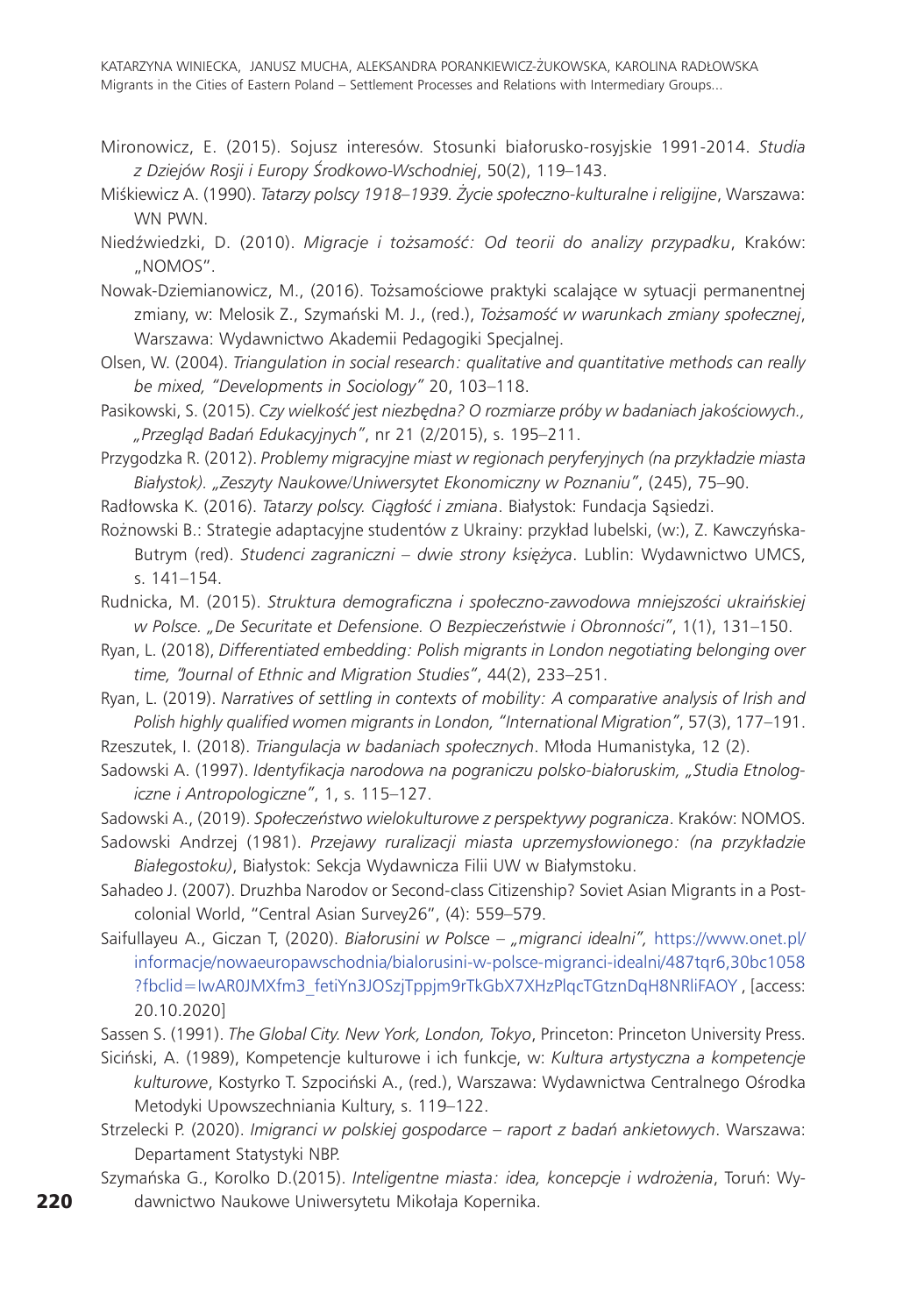Mironowicz, E. (2015). Sojusz interesów. Stosunki białorusko-rosyjskie 1991-2014. *Studia z Dziejów Rosji i Europy Środkowo-Wschodniej*, 50(2), 119–143.

Miśkiewicz A. (1990). *Tatarzy polscy 1918–1939. Życie społeczno-kulturalne i religijne*, Warszawa: WN PWN.

Niedźwiedzki, D. (2010). *Migracje i tożsamość: Od teorii do analizy przypadku*, Kraków: „NOMOS".

Nowak-Dziemianowicz, M., (2016). Tożsamościowe praktyki scalające w sytuacji permanentnej zmiany, w: Melosik Z., Szymański M. J., (red.), *Tożsamość w warunkach zmiany społecznej*, Warszawa: Wydawnictwo Akademii Pedagogiki Specjalnej.

Olsen, W. (2004). *Triangulation in social research: qualitative and quantitative methods can really be mixed, "Developments in Sociology"* 20, 103–118.

Pasikowski, S. (2015). *Czy wielkość jest niezbędna? O rozmiarze próby w badaniach jakościowych., „Przegląd Badań Edukacyjnych"*, nr 21 (2/2015), s. 195–211.

Przygodzka R. (2012). *Problemy migracyjne miast w regionach peryferyjnych (na przykładzie miasta Białystok). „Zeszyty Naukowe/Uniwersytet Ekonomiczny w Poznaniu"*, (245), 75–90.

Radłowska K. (2016). *Tatarzy polscy. Ciągłość i zmiana*. Białystok: Fundacja Sąsiedzi.

Rożnowski B.: Strategie adaptacyjne studentów z Ukrainy: przykład lubelski, (w:), Z. Kawczyńska-Butrym (red). *Studenci zagraniczni – dwie strony księżyca*. Lublin: Wydawnictwo UMCS, s. 141–154.

Rudnicka, M. (2015). *Struktura demograficzna i społeczno-zawodowa mniejszości ukraińskiej w Polsce. „De Securitate et Defensione. O Bezpieczeństwie i Obronności"*, 1(1), 131–150.

Ryan, L. (2018), *Differentiated embedding: Polish migrants in London negotiating belonging over time, "Journal of Ethnic and Migration Studies"*, 44(2), 233–251.

Ryan, L. (2019). *Narratives of settling in contexts of mobility: A comparative analysis of Irish and Polish highly qualified women migrants in London, "International Migration"*, 57(3), 177–191.

Rzeszutek, I. (2018). *Triangulacja w badaniach społecznych*. Młoda Humanistyka, 12 (2).

Sadowski A. (1997). *Identyfikacja narodowa na pograniczu polsko-białoruskim, „Studia Etnologiczne i Antropologiczne"*, 1, s. 115–127.

Sadowski A., (2019). *Społeczeństwo wielokulturowe z perspektywy pogranicza*. Kraków: NOMOS.

Sadowski Andrzej (1981). *Przejawy ruralizacji miasta uprzemysłowionego: (na przykładzie Białegostoku)*, Białystok: Sekcja Wydawnicza Filii UW w Białymstoku.

Sahadeo J. (2007). Druzhba Narodov or Second-class Citizenship? Soviet Asian Migrants in a Post-colonial World, "Central Asian Survey26", (4): 559–579.

Saifullayeu A., Giczan T, (2020). *Białorusini w Polsce – „migranci idealni"*, https://www.onet.pl/informacje/nowaeuropawschodnia/bialorusini-w-polsce-migranci-idealni/487tqr6,30bc1058?fbclid=IwAR0JMXfm3_fetiYn3JOSzjTppjm9rTkGbX7XHzPlqcTGtznDqH8NRliFAOY , [access: 20.10.2020]

Sassen S. (1991). *The Global City. New York, London, Tokyo*, Princeton: Princeton University Press.

Siciński, A. (1989), Kompetencje kulturowe i ich funkcje, w: *Kultura artystyczna a kompetencje kulturowe*, Kostyrko T. Szpociński A., (red.), Warszawa: Wydawnictwa Centralnego Ośrodka Metodyki Upowszechniania Kultury, s. 119–122.

Strzelecki P. (2020). *Imigranci w polskiej gospodarce – raport z badań ankietowych*. Warszawa: Departament Statystyki NBP.

Szymańska G., Korolko D.(2015). *Inteligentne miasta: idea, koncepcje i wdrożenia*, Toruń: Wydawnictwo Naukowe Uniwersytetu Mikołaja Kopernika.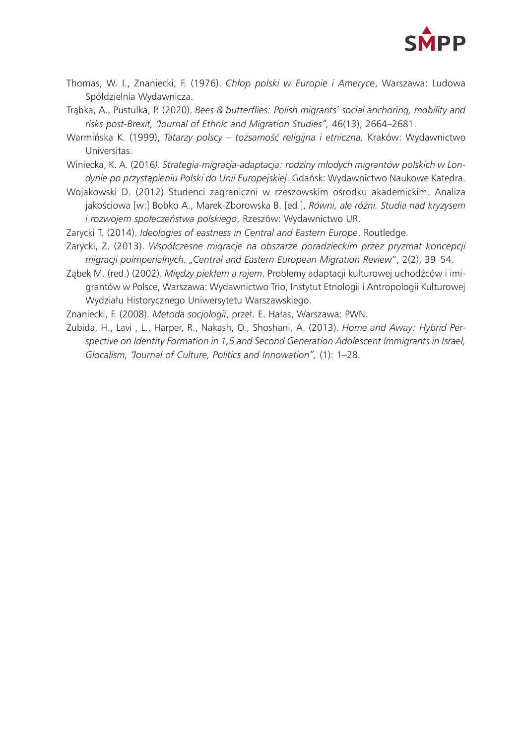Thomas, W. I., Znaniecki, F. (1976). *Chłop polski w Europie i Ameryce*, Warszawa: Ludowa Spółdzielnia Wydawnicza.

Trąbka, A., Pustulka, P. (2020). *Bees & butterflies: Polish migrants' social anchoring, mobility and risks post-Brexit, "Journal of Ethnic and Migration Studies",* 46(13), 2664–2681.

Warmińska K. (1999), *Tatarzy polscy – tożsamość religijna i etniczna,* Kraków: Wydawnictwo Universitas.

Winiecka, K. A. (2016*). Strategia-migracja-adaptacja: rodziny młodych migrantów polskich w Londynie po przystąpieniu Polski do Unii Europejskiej*. Gdańsk: Wydawnictwo Naukowe Katedra.

Wojakowski D. (2012) Studenci zagraniczni w rzeszowskim ośrodku akademickim. Analiza jakościowa [w:] Bobko A., Marek-Zborowska B. [ed.], *Równi, ale różni. Studia nad kryzysem i rozwojem społeczeństwa polskiego*, Rzeszów: Wydawnictwo UR.

Zarycki T. (2014). *Ideologies of eastness in Central and Eastern Europe*. Routledge.

Zarycki, Z. (2013). *Współczesne migracje na obszarze poradzieckim przez pryzmat koncepcji migracji poimperialnych. „Central and Eastern European Migration Review*", 2(2), 39–54.

Ząbek M. (red.) (2002). *Między piekłem a rajem*. Problemy adaptacji kulturowej uchodźców i imigrantów w Polsce, Warszawa: Wydawnictwo Trio, Instytut Etnologii i Antropologii Kulturowej Wydziału Historycznego Uniwersytetu Warszawskiego.

Znaniecki, F. (2008). *Metoda socjologii*, przeł. E. Hałas, Warszawa: PWN.

Zubida, H., Lavi , L., Harper, R., Nakash, O., Shoshani, A. (2013). *Home and Away: Hybrid Perspective on Identity Formation in 1,5 and Second Generation Adolescent Immigrants in Israel, Glocalism, "Journal of Culture, Politics and Innovation",* (1): 1–28.